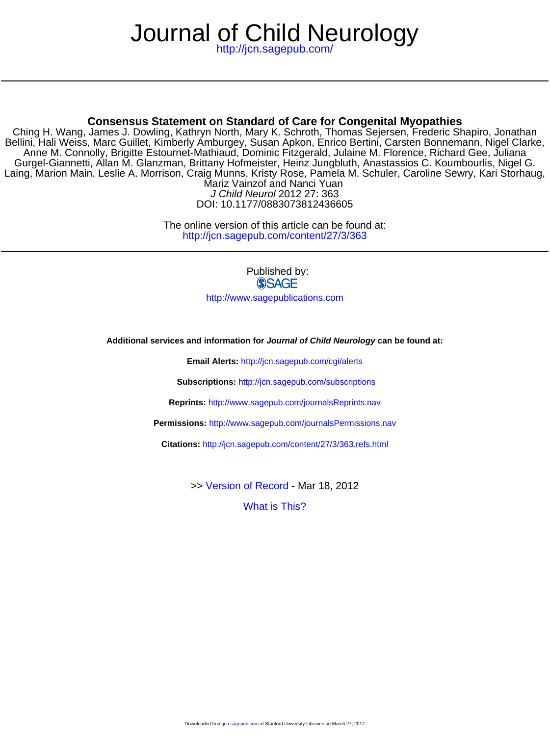# Journal of Child Neurology

http://jcn.sagepub.com/

## Consensus Statement on Standard of Care for Congenital Myopathies

Ching H. Wang, James J. Dowling, Kathryn North, Mary K. Schroth, Thomas Sejersen, Frederic Shapiro, Jonathan Bellini, Hali Weiss, Marc Guillet, Kimberly Amburgey, Susan Apkon, Enrico Bertini, Carsten Bonnemann, Nigel Clarke, Anne M. Connolly, Brigitte Estournet-Mathiaud, Dominic Fitzgerald, Julaine M. Florence, Richard Gee, Juliana Gurgel-Giannetti, Allan M. Glanzman, Brittany Hofmeister, Heinz Jungbluth, Anastassios C. Koumbourlis, Nigel G. Laing, Marion Main, Leslie A. Morrison, Craig Munns, Kristy Rose, Pamela M. Schuler, Caroline Sewry, Kari Storhaug, Mariz Vainzof and Nanci Yuan

*J Child Neurol* 2012 27: 363

DOI: 10.1177/0883073812436605

The online version of this article can be found at:
http://jcn.sagepub.com/content/27/3/363

Published by:

SAGE

http://www.sagepublications.com

**Additional services and information for *Journal of Child Neurology* can be found at:**

**Email Alerts:** http://jcn.sagepub.com/cgi/alerts

**Subscriptions:** http://jcn.sagepub.com/subscriptions

**Reprints:** http://www.sagepub.com/journalsReprints.nav

**Permissions:** http://www.sagepub.com/journalsPermissions.nav

**Citations:** http://jcn.sagepub.com/content/27/3/363.refs.html

>> Version of Record - Mar 18, 2012

What is This?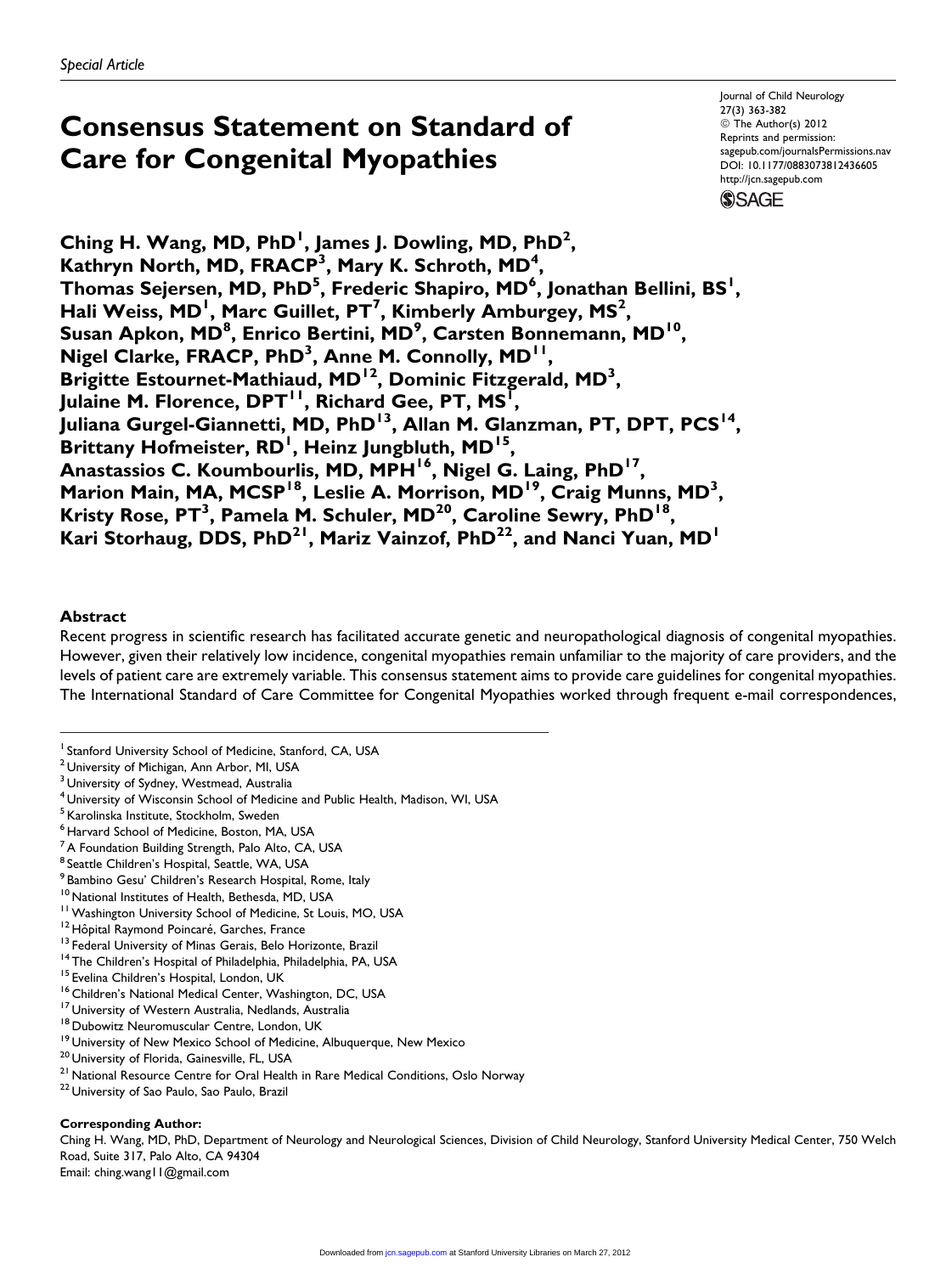Special Article

# Consensus Statement on Standard of Care for Congenital Myopathies

Journal of Child Neurology
27(3) 363-382
© The Author(s) 2012
Reprints and permission:
sagepub.com/journalsPermissions.nav
DOI: 10.1177/0883073812436605
http://jcn.sagepub.com

**Ching H. Wang, MD, PhD[1], James J. Dowling, MD, PhD[2], Kathryn North, MD, FRACP[3], Mary K. Schroth, MD[4], Thomas Sejersen, MD, PhD[5], Frederic Shapiro, MD[6], Jonathan Bellini, BS[1], Hali Weiss, MD[1], Marc Guillet, PT[7], Kimberly Amburgey, MS[2], Susan Apkon, MD[8], Enrico Bertini, MD[9], Carsten Bonnemann, MD[10], Nigel Clarke, FRACP, PhD[3], Anne M. Connolly, MD[11], Brigitte Estournet-Mathiaud, MD[12], Dominic Fitzgerald, MD[3], Julaine M. Florence, DPT[11], Richard Gee, PT, MS[1], Juliana Gurgel-Giannetti, MD, PhD[13], Allan M. Glanzman, PT, DPT, PCS[14], Brittany Hofmeister, RD[1], Heinz Jungbluth, MD[15], Anastassios C. Koumbourlis, MD, MPH[16], Nigel G. Laing, PhD[17], Marion Main, MA, MCSP[18], Leslie A. Morrison, MD[19], Craig Munns, MD[3], Kristy Rose, PT[3], Pamela M. Schuler, MD[20], Caroline Sewry, PhD[18], Kari Storhaug, DDS, PhD[21], Mariz Vainzof, PhD[22], and Nanci Yuan, MD[1]**

## Abstract

Recent progress in scientific research has facilitated accurate genetic and neuropathological diagnosis of congenital myopathies. However, given their relatively low incidence, congenital myopathies remain unfamiliar to the majority of care providers, and the levels of patient care are extremely variable. This consensus statement aims to provide care guidelines for congenital myopathies. The International Standard of Care Committee for Congenital Myopathies worked through frequent e-mail correspondences,

[1] Stanford University School of Medicine, Stanford, CA, USA
[2] University of Michigan, Ann Arbor, MI, USA
[3] University of Sydney, Westmead, Australia
[4] University of Wisconsin School of Medicine and Public Health, Madison, WI, USA
[5] Karolinska Institute, Stockholm, Sweden
[6] Harvard School of Medicine, Boston, MA, USA
[7] A Foundation Building Strength, Palo Alto, CA, USA
[8] Seattle Children's Hospital, Seattle, WA, USA
[9] Bambino Gesu' Children's Research Hospital, Rome, Italy
[10] National Institutes of Health, Bethesda, MD, USA
[11] Washington University School of Medicine, St Louis, MO, USA
[12] Hôpital Raymond Poincaré, Garches, France
[13] Federal University of Minas Gerais, Belo Horizonte, Brazil
[14] The Children's Hospital of Philadelphia, Philadelphia, PA, USA
[15] Evelina Children's Hospital, London, UK
[16] Children's National Medical Center, Washington, DC, USA
[17] University of Western Australia, Nedlands, Australia
[18] Dubowitz Neuromuscular Centre, London, UK
[19] University of New Mexico School of Medicine, Albuquerque, New Mexico
[20] University of Florida, Gainesville, FL, USA
[21] National Resource Centre for Oral Health in Rare Medical Conditions, Oslo Norway
[22] University of Sao Paulo, Sao Paulo, Brazil

**Corresponding Author:**
Ching H. Wang, MD, PhD, Department of Neurology and Neurological Sciences, Division of Child Neurology, Stanford University Medical Center, 750 Welch Road, Suite 317, Palo Alto, CA 94304
Email: ching.wang11@gmail.com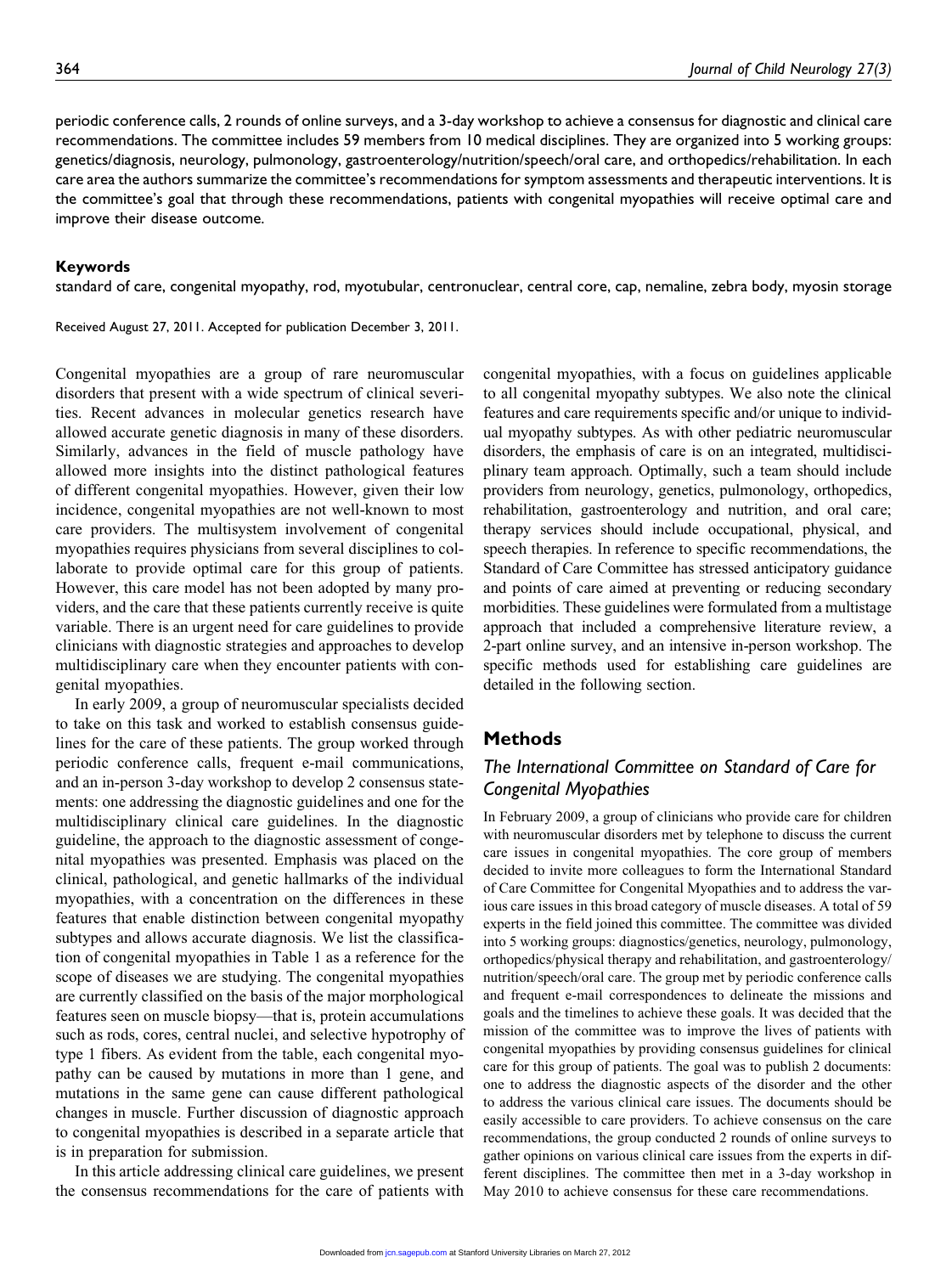periodic conference calls, 2 rounds of online surveys, and a 3-day workshop to achieve a consensus for diagnostic and clinical care recommendations. The committee includes 59 members from 10 medical disciplines. They are organized into 5 working groups: genetics/diagnosis, neurology, pulmonology, gastroenterology/nutrition/speech/oral care, and orthopedics/rehabilitation. In each care area the authors summarize the committee's recommendations for symptom assessments and therapeutic interventions. It is the committee's goal that through these recommendations, patients with congenital myopathies will receive optimal care and improve their disease outcome.

**Keywords**

standard of care, congenital myopathy, rod, myotubular, centronuclear, central core, cap, nemaline, zebra body, myosin storage

Received August 27, 2011. Accepted for publication December 3, 2011.

Congenital myopathies are a group of rare neuromuscular disorders that present with a wide spectrum of clinical severities. Recent advances in molecular genetics research have allowed accurate genetic diagnosis in many of these disorders. Similarly, advances in the field of muscle pathology have allowed more insights into the distinct pathological features of different congenital myopathies. However, given their low incidence, congenital myopathies are not well-known to most care providers. The multisystem involvement of congenital myopathies requires physicians from several disciplines to collaborate to provide optimal care for this group of patients. However, this care model has not been adopted by many providers, and the care that these patients currently receive is quite variable. There is an urgent need for care guidelines to provide clinicians with diagnostic strategies and approaches to develop multidisciplinary care when they encounter patients with congenital myopathies.

In early 2009, a group of neuromuscular specialists decided to take on this task and worked to establish consensus guidelines for the care of these patients. The group worked through periodic conference calls, frequent e-mail communications, and an in-person 3-day workshop to develop 2 consensus statements: one addressing the diagnostic guidelines and one for the multidisciplinary clinical care guidelines. In the diagnostic guideline, the approach to the diagnostic assessment of congenital myopathies was presented. Emphasis was placed on the clinical, pathological, and genetic hallmarks of the individual myopathies, with a concentration on the differences in these features that enable distinction between congenital myopathy subtypes and allows accurate diagnosis. We list the classification of congenital myopathies in Table 1 as a reference for the scope of diseases we are studying. The congenital myopathies are currently classified on the basis of the major morphological features seen on muscle biopsy—that is, protein accumulations such as rods, cores, central nuclei, and selective hypotrophy of type 1 fibers. As evident from the table, each congenital myopathy can be caused by mutations in more than 1 gene, and mutations in the same gene can cause different pathological changes in muscle. Further discussion of diagnostic approach to congenital myopathies is described in a separate article that is in preparation for submission.

In this article addressing clinical care guidelines, we present the consensus recommendations for the care of patients with congenital myopathies, with a focus on guidelines applicable to all congenital myopathy subtypes. We also note the clinical features and care requirements specific and/or unique to individual myopathy subtypes. As with other pediatric neuromuscular disorders, the emphasis of care is on an integrated, multidisciplinary team approach. Optimally, such a team should include providers from neurology, genetics, pulmonology, orthopedics, rehabilitation, gastroenterology and nutrition, and oral care; therapy services should include occupational, physical, and speech therapies. In reference to specific recommendations, the Standard of Care Committee has stressed anticipatory guidance and points of care aimed at preventing or reducing secondary morbidities. These guidelines were formulated from a multistage approach that included a comprehensive literature review, a 2-part online survey, and an intensive in-person workshop. The specific methods used for establishing care guidelines are detailed in the following section.

## Methods

### *The International Committee on Standard of Care for Congenital Myopathies*

In February 2009, a group of clinicians who provide care for children with neuromuscular disorders met by telephone to discuss the current care issues in congenital myopathies. The core group of members decided to invite more colleagues to form the International Standard of Care Committee for Congenital Myopathies and to address the various care issues in this broad category of muscle diseases. A total of 59 experts in the field joined this committee. The committee was divided into 5 working groups: diagnostics/genetics, neurology, pulmonology, orthopedics/physical therapy and rehabilitation, and gastroenterology/nutrition/speech/oral care. The group met by periodic conference calls and frequent e-mail correspondences to delineate the missions and goals and the timelines to achieve these goals. It was decided that the mission of the committee was to improve the lives of patients with congenital myopathies by providing consensus guidelines for clinical care for this group of patients. The goal was to publish 2 documents: one to address the diagnostic aspects of the disorder and the other to address the various clinical care issues. The documents should be easily accessible to care providers. To achieve consensus on the care recommendations, the group conducted 2 rounds of online surveys to gather opinions on various clinical care issues from the experts in different disciplines. The committee then met in a 3-day workshop in May 2010 to achieve consensus for these care recommendations.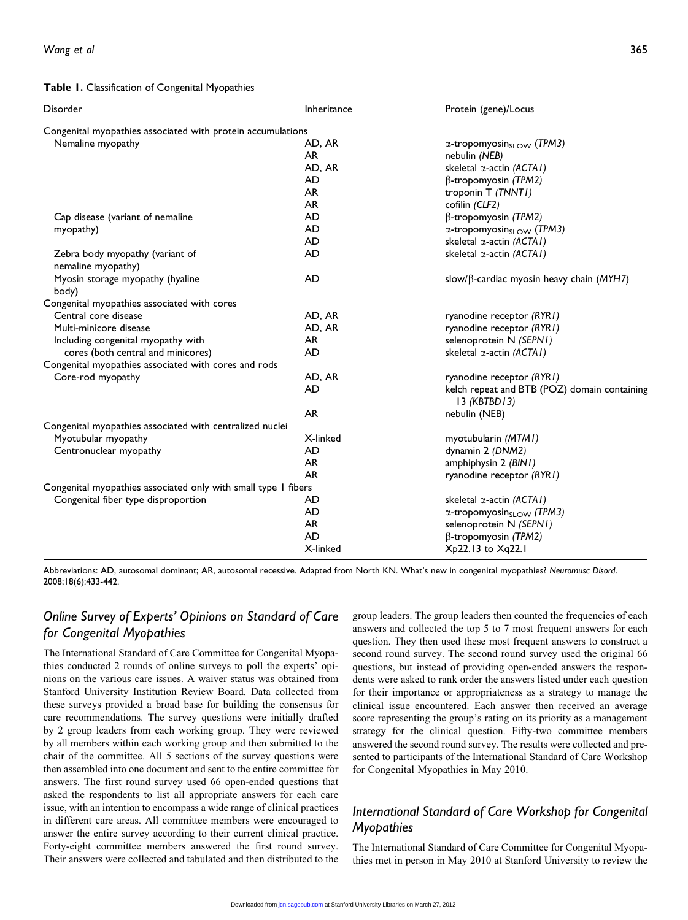**Table 1.** Classification of Congenital Myopathies

| Disorder | Inheritance | Protein (gene)/Locus |
|---|---|---|
| Congenital myopathies associated with protein accumulations | | |
| Nemaline myopathy | AD, AR | α-tropomyosin$_{SLOW}$ (*TPM3*) |
| | AR | nebulin (*NEB*) |
| | AD, AR | skeletal α-actin (*ACTA1*) |
| | AD | β-tropomyosin (*TPM2*) |
| | AR | troponin T (*TNNT1*) |
| | AR | cofilin (*CLF2*) |
| Cap disease (variant of nemaline myopathy) | AD | β-tropomyosin (*TPM2*) |
| | AD | α-tropomyosin$_{SLOW}$ (*TPM3*) |
| | AD | skeletal α-actin (*ACTA1*) |
| Zebra body myopathy (variant of nemaline myopathy) | AD | skeletal α-actin (*ACTA1*) |
| Myosin storage myopathy (hyaline body) | AD | slow/β-cardiac myosin heavy chain (*MYH7*) |
| Congenital myopathies associated with cores | | |
| Central core disease | AD, AR | ryanodine receptor (*RYR1*) |
| Multi-minicore disease | AD, AR | ryanodine receptor (*RYR1*) |
| Including congenital myopathy with | AR | selenoprotein N (*SEPN1*) |
| cores (both central and minicores) | AD | skeletal α-actin (*ACTA1*) |
| Congenital myopathies associated with cores and rods | | |
| Core-rod myopathy | AD, AR | ryanodine receptor (*RYR1*) |
| | AD | kelch repeat and BTB (POZ) domain containing 13 (*KBTBD13*) |
| | AR | nebulin (NEB) |
| Congenital myopathies associated with centralized nuclei | | |
| Myotubular myopathy | X-linked | myotubularin (*MTM1*) |
| Centronuclear myopathy | AD | dynamin 2 (*DNM2*) |
| | AR | amphiphysin 2 (*BIN1*) |
| | AR | ryanodine receptor (*RYR1*) |
| Congenital myopathies associated only with small type 1 fibers | | |
| Congenital fiber type disproportion | AD | skeletal α-actin (*ACTA1*) |
| | AD | α-tropomyosin$_{SLOW}$ (*TPM3*) |
| | AR | selenoprotein N (*SEPN1*) |
| | AD | β-tropomyosin (*TPM2*) |
| | X-linked | Xp22.13 to Xq22.1 |

Abbreviations: AD, autosomal dominant; AR, autosomal recessive. Adapted from North KN. What's new in congenital myopathies? *Neuromusc Disord*. 2008;18(6):433-442.

## Online Survey of Experts' Opinions on Standard of Care for Congenital Myopathies

The International Standard of Care Committee for Congenital Myopathies conducted 2 rounds of online surveys to poll the experts' opinions on the various care issues. A waiver status was obtained from Stanford University Institution Review Board. Data collected from these surveys provided a broad base for building the consensus for care recommendations. The survey questions were initially drafted by 2 group leaders from each working group. They were reviewed by all members within each working group and then submitted to the chair of the committee. All 5 sections of the survey questions were then assembled into one document and sent to the entire committee for answers. The first round survey used 66 open-ended questions that asked the respondents to list all appropriate answers for each care issue, with an intention to encompass a wide range of clinical practices in different care areas. All committee members were encouraged to answer the entire survey according to their current clinical practice. Forty-eight committee members answered the first round survey. Their answers were collected and tabulated and then distributed to the group leaders. The group leaders then counted the frequencies of each answers and collected the top 5 to 7 most frequent answers for each question. They then used these most frequent answers to construct a second round survey. The second round survey used the original 66 questions, but instead of providing open-ended answers the respondents were asked to rank order the answers listed under each question for their importance or appropriateness as a strategy to manage the clinical issue encountered. Each answer then received an average score representing the group's rating on its priority as a management strategy for the clinical question. Fifty-two committee members answered the second round survey. The results were collected and presented to participants of the International Standard of Care Workshop for Congenital Myopathies in May 2010.

## International Standard of Care Workshop for Congenital Myopathies

The International Standard of Care Committee for Congenital Myopathies met in person in May 2010 at Stanford University to review the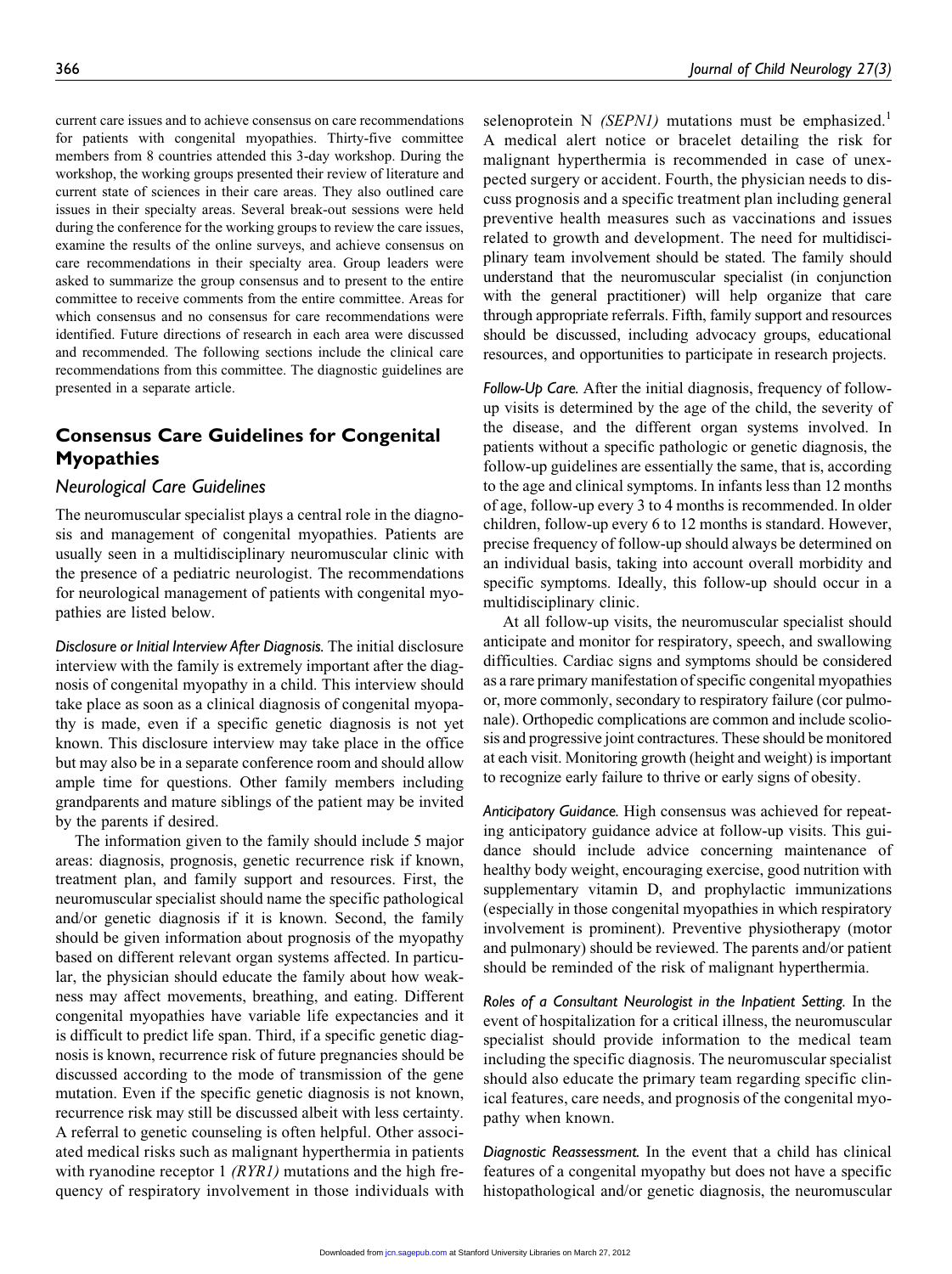current care issues and to achieve consensus on care recommendations for patients with congenital myopathies. Thirty-five committee members from 8 countries attended this 3-day workshop. During the workshop, the working groups presented their review of literature and current state of sciences in their care areas. They also outlined care issues in their specialty areas. Several break-out sessions were held during the conference for the working groups to review the care issues, examine the results of the online surveys, and achieve consensus on care recommendations in their specialty area. Group leaders were asked to summarize the group consensus and to present to the entire committee to receive comments from the entire committee. Areas for which consensus and no consensus for care recommendations were identified. Future directions of research in each area were discussed and recommended. The following sections include the clinical care recommendations from this committee. The diagnostic guidelines are presented in a separate article.

## Consensus Care Guidelines for Congenital Myopathies

### Neurological Care Guidelines

The neuromuscular specialist plays a central role in the diagnosis and management of congenital myopathies. Patients are usually seen in a multidisciplinary neuromuscular clinic with the presence of a pediatric neurologist. The recommendations for neurological management of patients with congenital myopathies are listed below.

*Disclosure or Initial Interview After Diagnosis.* The initial disclosure interview with the family is extremely important after the diagnosis of congenital myopathy in a child. This interview should take place as soon as a clinical diagnosis of congenital myopathy is made, even if a specific genetic diagnosis is not yet known. This disclosure interview may take place in the office but may also be in a separate conference room and should allow ample time for questions. Other family members including grandparents and mature siblings of the patient may be invited by the parents if desired.

The information given to the family should include 5 major areas: diagnosis, prognosis, genetic recurrence risk if known, treatment plan, and family support and resources. First, the neuromuscular specialist should name the specific pathological and/or genetic diagnosis if it is known. Second, the family should be given information about prognosis of the myopathy based on different relevant organ systems affected. In particular, the physician should educate the family about how weakness may affect movements, breathing, and eating. Different congenital myopathies have variable life expectancies and it is difficult to predict life span. Third, if a specific genetic diagnosis is known, recurrence risk of future pregnancies should be discussed according to the mode of transmission of the gene mutation. Even if the specific genetic diagnosis is not known, recurrence risk may still be discussed albeit with less certainty. A referral to genetic counseling is often helpful. Other associated medical risks such as malignant hyperthermia in patients with ryanodine receptor 1 *(RYR1)* mutations and the high frequency of respiratory involvement in those individuals with selenoprotein N *(SEPN1)* mutations must be emphasized.[1] A medical alert notice or bracelet detailing the risk for malignant hyperthermia is recommended in case of unexpected surgery or accident. Fourth, the physician needs to discuss prognosis and a specific treatment plan including general preventive health measures such as vaccinations and issues related to growth and development. The need for multidisciplinary team involvement should be stated. The family should understand that the neuromuscular specialist (in conjunction with the general practitioner) will help organize that care through appropriate referrals. Fifth, family support and resources should be discussed, including advocacy groups, educational resources, and opportunities to participate in research projects.

*Follow-Up Care.* After the initial diagnosis, frequency of follow-up visits is determined by the age of the child, the severity of the disease, and the different organ systems involved. In patients without a specific pathologic or genetic diagnosis, the follow-up guidelines are essentially the same, that is, according to the age and clinical symptoms. In infants less than 12 months of age, follow-up every 3 to 4 months is recommended. In older children, follow-up every 6 to 12 months is standard. However, precise frequency of follow-up should always be determined on an individual basis, taking into account overall morbidity and specific symptoms. Ideally, this follow-up should occur in a multidisciplinary clinic.

At all follow-up visits, the neuromuscular specialist should anticipate and monitor for respiratory, speech, and swallowing difficulties. Cardiac signs and symptoms should be considered as a rare primary manifestation of specific congenital myopathies or, more commonly, secondary to respiratory failure (cor pulmonale). Orthopedic complications are common and include scoliosis and progressive joint contractures. These should be monitored at each visit. Monitoring growth (height and weight) is important to recognize early failure to thrive or early signs of obesity.

*Anticipatory Guidance.* High consensus was achieved for repeating anticipatory guidance advice at follow-up visits. This guidance should include advice concerning maintenance of healthy body weight, encouraging exercise, good nutrition with supplementary vitamin D, and prophylactic immunizations (especially in those congenital myopathies in which respiratory involvement is prominent). Preventive physiotherapy (motor and pulmonary) should be reviewed. The parents and/or patient should be reminded of the risk of malignant hyperthermia.

*Roles of a Consultant Neurologist in the Inpatient Setting.* In the event of hospitalization for a critical illness, the neuromuscular specialist should provide information to the medical team including the specific diagnosis. The neuromuscular specialist should also educate the primary team regarding specific clinical features, care needs, and prognosis of the congenital myopathy when known.

*Diagnostic Reassessment.* In the event that a child has clinical features of a congenital myopathy but does not have a specific histopathological and/or genetic diagnosis, the neuromuscular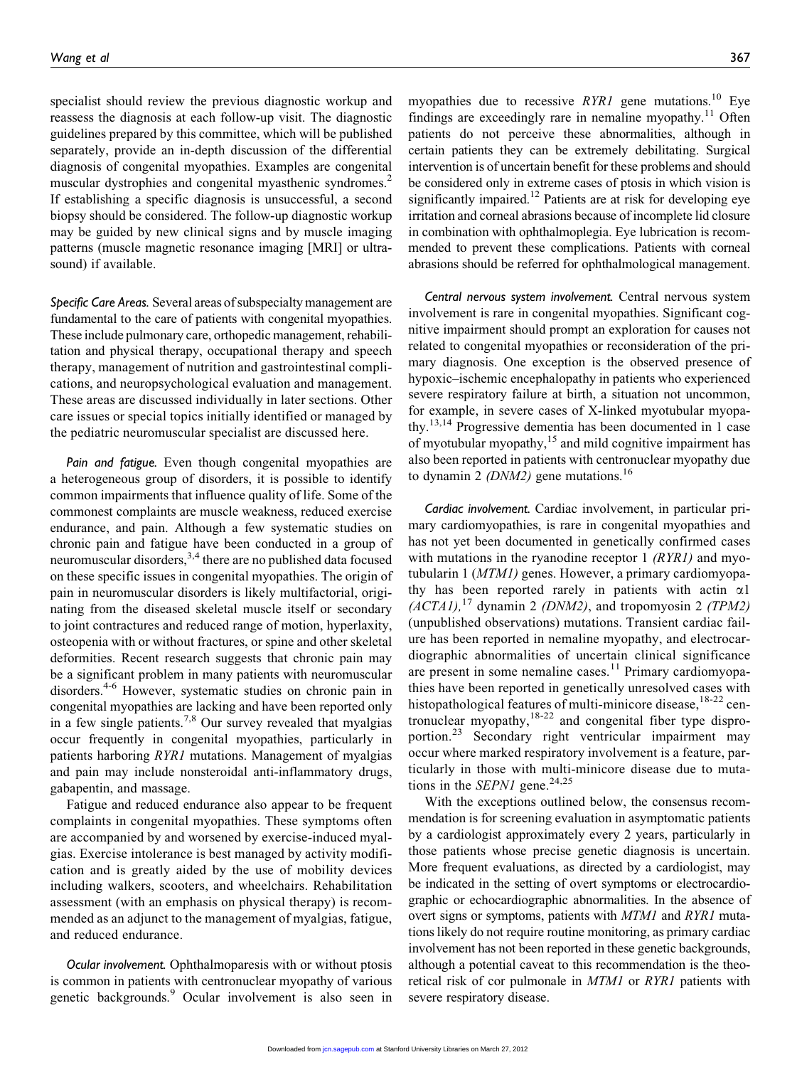specialist should review the previous diagnostic workup and reassess the diagnosis at each follow-up visit. The diagnostic guidelines prepared by this committee, which will be published separately, provide an in-depth discussion of the differential diagnosis of congenital myopathies. Examples are congenital muscular dystrophies and congenital myasthenic syndromes.[2] If establishing a specific diagnosis is unsuccessful, a second biopsy should be considered. The follow-up diagnostic workup may be guided by new clinical signs and by muscle imaging patterns (muscle magnetic resonance imaging [MRI] or ultrasound) if available.

*Specific Care Areas.* Several areas of subspecialty management are fundamental to the care of patients with congenital myopathies. These include pulmonary care, orthopedic management, rehabilitation and physical therapy, occupational therapy and speech therapy, management of nutrition and gastrointestinal complications, and neuropsychological evaluation and management. These areas are discussed individually in later sections. Other care issues or special topics initially identified or managed by the pediatric neuromuscular specialist are discussed here.

*Pain and fatigue.* Even though congenital myopathies are a heterogeneous group of disorders, it is possible to identify common impairments that influence quality of life. Some of the commonest complaints are muscle weakness, reduced exercise endurance, and pain. Although a few systematic studies on chronic pain and fatigue have been conducted in a group of neuromuscular disorders,[3,4] there are no published data focused on these specific issues in congenital myopathies. The origin of pain in neuromuscular disorders is likely multifactorial, originating from the diseased skeletal muscle itself or secondary to joint contractures and reduced range of motion, hyperlaxity, osteopenia with or without fractures, or spine and other skeletal deformities. Recent research suggests that chronic pain may be a significant problem in many patients with neuromuscular disorders.[4-6] However, systematic studies on chronic pain in congenital myopathies are lacking and have been reported only in a few single patients.[7,8] Our survey revealed that myalgias occur frequently in congenital myopathies, particularly in patients harboring *RYR1* mutations. Management of myalgias and pain may include nonsteroidal anti-inflammatory drugs, gabapentin, and massage.

Fatigue and reduced endurance also appear to be frequent complaints in congenital myopathies. These symptoms often are accompanied by and worsened by exercise-induced myalgias. Exercise intolerance is best managed by activity modification and is greatly aided by the use of mobility devices including walkers, scooters, and wheelchairs. Rehabilitation assessment (with an emphasis on physical therapy) is recommended as an adjunct to the management of myalgias, fatigue, and reduced endurance.

*Ocular involvement.* Ophthalmoparesis with or without ptosis is common in patients with centronuclear myopathy of various genetic backgrounds.[9] Ocular involvement is also seen in myopathies due to recessive *RYR1* gene mutations.[10] Eye findings are exceedingly rare in nemaline myopathy.[11] Often patients do not perceive these abnormalities, although in certain patients they can be extremely debilitating. Surgical intervention is of uncertain benefit for these problems and should be considered only in extreme cases of ptosis in which vision is significantly impaired.[12] Patients are at risk for developing eye irritation and corneal abrasions because of incomplete lid closure in combination with ophthalmoplegia. Eye lubrication is recommended to prevent these complications. Patients with corneal abrasions should be referred for ophthalmological management.

*Central nervous system involvement.* Central nervous system involvement is rare in congenital myopathies. Significant cognitive impairment should prompt an exploration for causes not related to congenital myopathies or reconsideration of the primary diagnosis. One exception is the observed presence of hypoxic–ischemic encephalopathy in patients who experienced severe respiratory failure at birth, a situation not uncommon, for example, in severe cases of X-linked myotubular myopathy.[13,14] Progressive dementia has been documented in 1 case of myotubular myopathy,[15] and mild cognitive impairment has also been reported in patients with centronuclear myopathy due to dynamin 2 *(DNM2)* gene mutations.[16]

*Cardiac involvement.* Cardiac involvement, in particular primary cardiomyopathies, is rare in congenital myopathies and has not yet been documented in genetically confirmed cases with mutations in the ryanodine receptor 1 *(RYR1)* and myotubularin 1 (*MTM1*) genes. However, a primary cardiomyopathy has been reported rarely in patients with actin $\alpha 1$ *(ACTA1)*,[17] dynamin 2 *(DNM2)*, and tropomyosin 2 *(TPM2)* (unpublished observations) mutations. Transient cardiac failure has been reported in nemaline myopathy, and electrocardiographic abnormalities of uncertain clinical significance are present in some nemaline cases.[11] Primary cardiomyopathies have been reported in genetically unresolved cases with histopathological features of multi-minicore disease,[18-22] centronuclear myopathy,[18-22] and congenital fiber type disproportion.[23] Secondary right ventricular impairment may occur where marked respiratory involvement is a feature, particularly in those with multi-minicore disease due to mutations in the *SEPN1* gene.[24,25]

With the exceptions outlined below, the consensus recommendation is for screening evaluation in asymptomatic patients by a cardiologist approximately every 2 years, particularly in those patients whose precise genetic diagnosis is uncertain. More frequent evaluations, as directed by a cardiologist, may be indicated in the setting of overt symptoms or electrocardiographic or echocardiographic abnormalities. In the absence of overt signs or symptoms, patients with *MTM1* and *RYR1* mutations likely do not require routine monitoring, as primary cardiac involvement has not been reported in these genetic backgrounds, although a potential caveat to this recommendation is the theoretical risk of cor pulmonale in *MTM1* or *RYR1* patients with severe respiratory disease.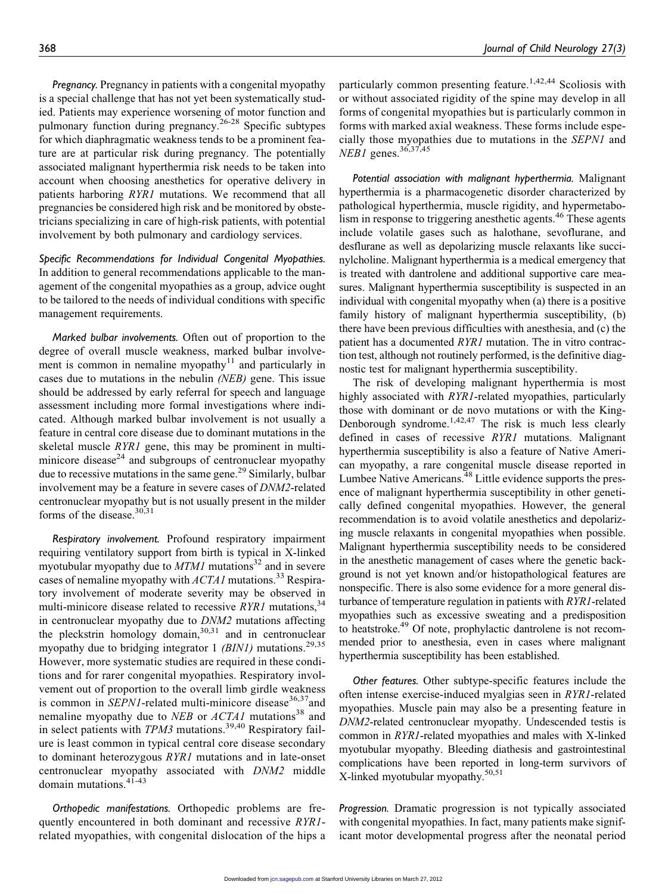*Pregnancy.* Pregnancy in patients with a congenital myopathy is a special challenge that has not yet been systematically studied. Patients may experience worsening of motor function and pulmonary function during pregnancy.[26-28] Specific subtypes for which diaphragmatic weakness tends to be a prominent feature are at particular risk during pregnancy. The potentially associated malignant hyperthermia risk needs to be taken into account when choosing anesthetics for operative delivery in patients harboring *RYR1* mutations. We recommend that all pregnancies be considered high risk and be monitored by obstetricians specializing in care of high-risk patients, with potential involvement by both pulmonary and cardiology services.

*Specific Recommendations for Individual Congenital Myopathies.* In addition to general recommendations applicable to the management of the congenital myopathies as a group, advice ought to be tailored to the needs of individual conditions with specific management requirements.

*Marked bulbar involvements.* Often out of proportion to the degree of overall muscle weakness, marked bulbar involvement is common in nemaline myopathy[11] and particularly in cases due to mutations in the nebulin *(NEB)* gene. This issue should be addressed by early referral for speech and language assessment including more formal investigations where indicated. Although marked bulbar involvement is not usually a feature in central core disease due to dominant mutations in the skeletal muscle *RYR1* gene, this may be prominent in multi-minicore disease[24] and subgroups of centronuclear myopathy due to recessive mutations in the same gene.[29] Similarly, bulbar involvement may be a feature in severe cases of *DNM2*-related centronuclear myopathy but is not usually present in the milder forms of the disease.[30,31]

*Respiratory involvement.* Profound respiratory impairment requiring ventilatory support from birth is typical in X-linked myotubular myopathy due to *MTM1* mutations[32] and in severe cases of nemaline myopathy with *ACTA1* mutations.[33] Respiratory involvement of moderate severity may be observed in multi-minicore disease related to recessive *RYR1* mutations,[34] in centronuclear myopathy due to *DNM2* mutations affecting the pleckstrin homology domain,[30,31] and in centronuclear myopathy due to bridging integrator 1 *(BIN1)* mutations.[29,35] However, more systematic studies are required in these conditions and for rarer congenital myopathies. Respiratory involvement out of proportion to the overall limb girdle weakness is common in *SEPN1*-related multi-minicore disease[36,37] and nemaline myopathy due to *NEB* or *ACTA1* mutations[38] and in select patients with *TPM3* mutations.[39,40] Respiratory failure is least common in typical central core disease secondary to dominant heterozygous *RYR1* mutations and in late-onset centronuclear myopathy associated with *DNM2* middle domain mutations.[41-43]

*Orthopedic manifestations.* Orthopedic problems are frequently encountered in both dominant and recessive *RYR1*-related myopathies, with congenital dislocation of the hips a particularly common presenting feature.[1,42,44] Scoliosis with or without associated rigidity of the spine may develop in all forms of congenital myopathies but is particularly common in forms with marked axial weakness. These forms include especially those myopathies due to mutations in the *SEPN1* and *NEB1* genes.[36,37,45]

*Potential association with malignant hyperthermia.* Malignant hyperthermia is a pharmacogenetic disorder characterized by pathological hyperthermia, muscle rigidity, and hypermetabolism in response to triggering anesthetic agents.[46] These agents include volatile gases such as halothane, sevoflurane, and desflurane as well as depolarizing muscle relaxants like succinylcholine. Malignant hyperthermia is a medical emergency that is treated with dantrolene and additional supportive care measures. Malignant hyperthermia susceptibility is suspected in an individual with congenital myopathy when (a) there is a positive family history of malignant hyperthermia susceptibility, (b) there have been previous difficulties with anesthesia, and (c) the patient has a documented *RYR1* mutation. The in vitro contraction test, although not routinely performed, is the definitive diagnostic test for malignant hyperthermia susceptibility.

The risk of developing malignant hyperthermia is most highly associated with *RYR1*-related myopathies, particularly those with dominant or de novo mutations or with the King-Denborough syndrome.[1,42,47] The risk is much less clearly defined in cases of recessive *RYR1* mutations. Malignant hyperthermia susceptibility is also a feature of Native American myopathy, a rare congenital muscle disease reported in Lumbee Native Americans.[48] Little evidence supports the presence of malignant hyperthermia susceptibility in other genetically defined congenital myopathies. However, the general recommendation is to avoid volatile anesthetics and depolarizing muscle relaxants in congenital myopathies when possible. Malignant hyperthermia susceptibility needs to be considered in the anesthetic management of cases where the genetic background is not yet known and/or histopathological features are nonspecific. There is also some evidence for a more general disturbance of temperature regulation in patients with *RYR1*-related myopathies such as excessive sweating and a predisposition to heatstroke.[49] Of note, prophylactic dantrolene is not recommended prior to anesthesia, even in cases where malignant hyperthermia susceptibility has been established.

*Other features.* Other subtype-specific features include the often intense exercise-induced myalgias seen in *RYR1*-related myopathies. Muscle pain may also be a presenting feature in *DNM2*-related centronuclear myopathy. Undescended testis is common in *RYR1*-related myopathies and males with X-linked myotubular myopathy. Bleeding diathesis and gastrointestinal complications have been reported in long-term survivors of X-linked myotubular myopathy.[50,51]

*Progression.* Dramatic progression is not typically associated with congenital myopathies. In fact, many patients make significant motor developmental progress after the neonatal period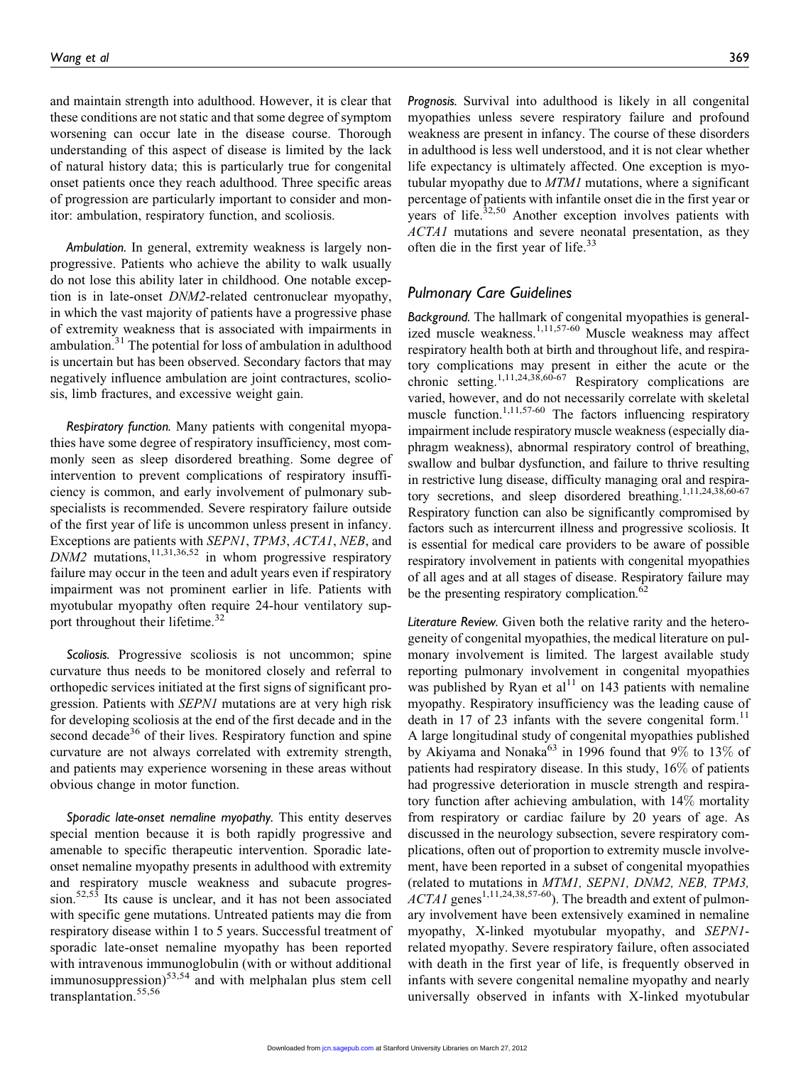and maintain strength into adulthood. However, it is clear that these conditions are not static and that some degree of symptom worsening can occur late in the disease course. Thorough understanding of this aspect of disease is limited by the lack of natural history data; this is particularly true for congenital onset patients once they reach adulthood. Three specific areas of progression are particularly important to consider and monitor: ambulation, respiratory function, and scoliosis.

*Ambulation.* In general, extremity weakness is largely nonprogressive. Patients who achieve the ability to walk usually do not lose this ability later in childhood. One notable exception is in late-onset *DNM2*-related centronuclear myopathy, in which the vast majority of patients have a progressive phase of extremity weakness that is associated with impairments in ambulation.[31] The potential for loss of ambulation in adulthood is uncertain but has been observed. Secondary factors that may negatively influence ambulation are joint contractures, scoliosis, limb fractures, and excessive weight gain.

*Respiratory function.* Many patients with congenital myopathies have some degree of respiratory insufficiency, most commonly seen as sleep disordered breathing. Some degree of intervention to prevent complications of respiratory insufficiency is common, and early involvement of pulmonary subspecialists is recommended. Severe respiratory failure outside of the first year of life is uncommon unless present in infancy. Exceptions are patients with *SEPN1*, *TPM3*, *ACTA1*, *NEB*, and *DNM2* mutations,[11,31,36,52] in whom progressive respiratory failure may occur in the teen and adult years even if respiratory impairment was not prominent earlier in life. Patients with myotubular myopathy often require 24-hour ventilatory support throughout their lifetime.[32]

*Scoliosis.* Progressive scoliosis is not uncommon; spine curvature thus needs to be monitored closely and referral to orthopedic services initiated at the first signs of significant progression. Patients with *SEPN1* mutations are at very high risk for developing scoliosis at the end of the first decade and in the second decade[36] of their lives. Respiratory function and spine curvature are not always correlated with extremity strength, and patients may experience worsening in these areas without obvious change in motor function.

*Sporadic late-onset nemaline myopathy.* This entity deserves special mention because it is both rapidly progressive and amenable to specific therapeutic intervention. Sporadic late-onset nemaline myopathy presents in adulthood with extremity and respiratory muscle weakness and subacute progression.[52,53] Its cause is unclear, and it has not been associated with specific gene mutations. Untreated patients may die from respiratory disease within 1 to 5 years. Successful treatment of sporadic late-onset nemaline myopathy has been reported with intravenous immunoglobulin (with or without additional immunosuppression)[53,54] and with melphalan plus stem cell transplantation.[55,56]

*Prognosis.* Survival into adulthood is likely in all congenital myopathies unless severe respiratory failure and profound weakness are present in infancy. The course of these disorders in adulthood is less well understood, and it is not clear whether life expectancy is ultimately affected. One exception is myotubular myopathy due to *MTM1* mutations, where a significant percentage of patients with infantile onset die in the first year or years of life.[32,50] Another exception involves patients with *ACTA1* mutations and severe neonatal presentation, as they often die in the first year of life.[33]

## Pulmonary Care Guidelines

*Background.* The hallmark of congenital myopathies is generalized muscle weakness.[1,11,57-60] Muscle weakness may affect respiratory health both at birth and throughout life, and respiratory complications may present in either the acute or the chronic setting.[1,11,24,38,60-67] Respiratory complications are varied, however, and do not necessarily correlate with skeletal muscle function.[1,11,57-60] The factors influencing respiratory impairment include respiratory muscle weakness (especially diaphragm weakness), abnormal respiratory control of breathing, swallow and bulbar dysfunction, and failure to thrive resulting in restrictive lung disease, difficulty managing oral and respiratory secretions, and sleep disordered breathing.[1,11,24,38,60-67] Respiratory function can also be significantly compromised by factors such as intercurrent illness and progressive scoliosis. It is essential for medical care providers to be aware of possible respiratory involvement in patients with congenital myopathies of all ages and at all stages of disease. Respiratory failure may be the presenting respiratory complication.[62]

*Literature Review.* Given both the relative rarity and the heterogeneity of congenital myopathies, the medical literature on pulmonary involvement is limited. The largest available study reporting pulmonary involvement in congenital myopathies was published by Ryan et al[11] on 143 patients with nemaline myopathy. Respiratory insufficiency was the leading cause of death in 17 of 23 infants with the severe congenital form.[11] A large longitudinal study of congenital myopathies published by Akiyama and Nonaka[63] in 1996 found that 9% to 13% of patients had respiratory disease. In this study, 16% of patients had progressive deterioration in muscle strength and respiratory function after achieving ambulation, with 14% mortality from respiratory or cardiac failure by 20 years of age. As discussed in the neurology subsection, severe respiratory complications, often out of proportion to extremity muscle involvement, have been reported in a subset of congenital myopathies (related to mutations in *MTM1, SEPN1, DNM2, NEB, TPM3, ACTA1* genes[1,11,24,38,57-60]). The breadth and extent of pulmonary involvement have been extensively examined in nemaline myopathy, X-linked myotubular myopathy, and *SEPN1*-related myopathy. Severe respiratory failure, often associated with death in the first year of life, is frequently observed in infants with severe congenital nemaline myopathy and nearly universally observed in infants with X-linked myotubular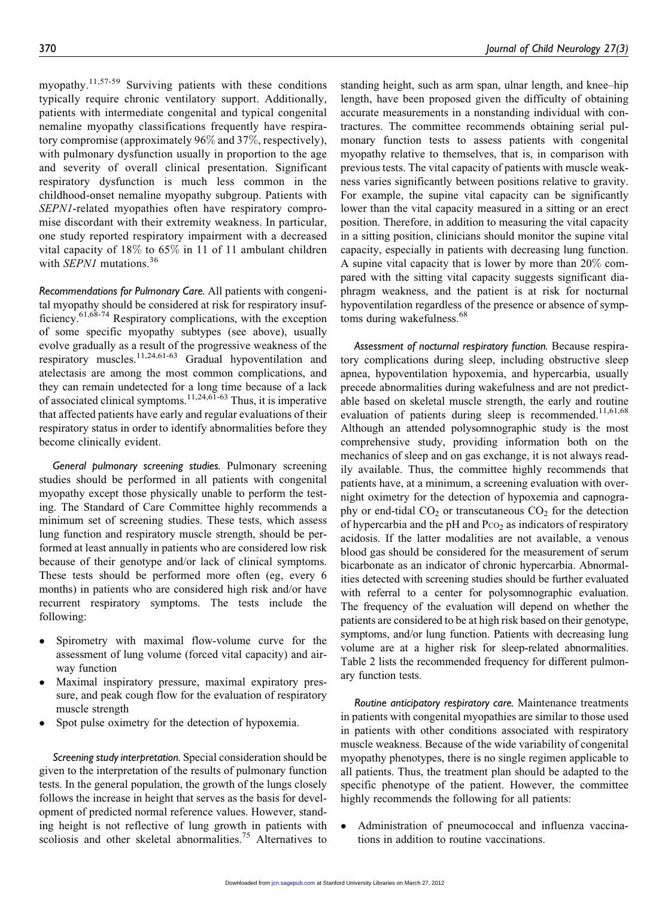myopathy.[11,57-59] Surviving patients with these conditions typically require chronic ventilatory support. Additionally, patients with intermediate congenital and typical congenital nemaline myopathy classifications frequently have respiratory compromise (approximately 96% and 37%, respectively), with pulmonary dysfunction usually in proportion to the age and severity of overall clinical presentation. Significant respiratory dysfunction is much less common in the childhood-onset nemaline myopathy subgroup. Patients with *SEPN1*-related myopathies often have respiratory compromise discordant with their extremity weakness. In particular, one study reported respiratory impairment with a decreased vital capacity of 18% to 65% in 11 of 11 ambulant children with *SEPN1* mutations.[36]

*Recommendations for Pulmonary Care.* All patients with congenital myopathy should be considered at risk for respiratory insufficiency.[61,68-74] Respiratory complications, with the exception of some specific myopathy subtypes (see above), usually evolve gradually as a result of the progressive weakness of the respiratory muscles.[11,24,61-63] Gradual hypoventilation and atelectasis are among the most common complications, and they can remain undetected for a long time because of a lack of associated clinical symptoms.[11,24,61-63] Thus, it is imperative that affected patients have early and regular evaluations of their respiratory status in order to identify abnormalities before they become clinically evident.

*General pulmonary screening studies.* Pulmonary screening studies should be performed in all patients with congenital myopathy except those physically unable to perform the testing. The Standard of Care Committee highly recommends a minimum set of screening studies. These tests, which assess lung function and respiratory muscle strength, should be performed at least annually in patients who are considered low risk because of their genotype and/or lack of clinical symptoms. These tests should be performed more often (eg, every 6 months) in patients who are considered high risk and/or have recurrent respiratory symptoms. The tests include the following:

- Spirometry with maximal flow-volume curve for the assessment of lung volume (forced vital capacity) and airway function
- Maximal inspiratory pressure, maximal expiratory pressure, and peak cough flow for the evaluation of respiratory muscle strength
- Spot pulse oximetry for the detection of hypoxemia.

*Screening study interpretation.* Special consideration should be given to the interpretation of the results of pulmonary function tests. In the general population, the growth of the lungs closely follows the increase in height that serves as the basis for development of predicted normal reference values. However, standing height is not reflective of lung growth in patients with scoliosis and other skeletal abnormalities.[75] Alternatives to standing height, such as arm span, ulnar length, and knee–hip length, have been proposed given the difficulty of obtaining accurate measurements in a nonstanding individual with contractures. The committee recommends obtaining serial pulmonary function tests to assess patients with congenital myopathy relative to themselves, that is, in comparison with previous tests. The vital capacity of patients with muscle weakness varies significantly between positions relative to gravity. For example, the supine vital capacity can be significantly lower than the vital capacity measured in a sitting or an erect position. Therefore, in addition to measuring the vital capacity in a sitting position, clinicians should monitor the supine vital capacity, especially in patients with decreasing lung function. A supine vital capacity that is lower by more than 20% compared with the sitting vital capacity suggests significant diaphragm weakness, and the patient is at risk for nocturnal hypoventilation regardless of the presence or absence of symptoms during wakefulness.[68]

*Assessment of nocturnal respiratory function.* Because respiratory complications during sleep, including obstructive sleep apnea, hypoventilation hypoxemia, and hypercarbia, usually precede abnormalities during wakefulness and are not predictable based on skeletal muscle strength, the early and routine evaluation of patients during sleep is recommended.[11,61,68] Although an attended polysomnographic study is the most comprehensive study, providing information both on the mechanics of sleep and on gas exchange, it is not always readily available. Thus, the committee highly recommends that patients have, at a minimum, a screening evaluation with overnight oximetry for the detection of hypoxemia and capnography or end-tidal $CO_2$ or transcutaneous $CO_2$ for the detection of hypercarbia and the pH and $P_{CO_2}$ as indicators of respiratory acidosis. If the latter modalities are not available, a venous blood gas should be considered for the measurement of serum bicarbonate as an indicator of chronic hypercarbia. Abnormalities detected with screening studies should be further evaluated with referral to a center for polysomnographic evaluation. The frequency of the evaluation will depend on whether the patients are considered to be at high risk based on their genotype, symptoms, and/or lung function. Patients with decreasing lung volume are at a higher risk for sleep-related abnormalities. Table 2 lists the recommended frequency for different pulmonary function tests.

*Routine anticipatory respiratory care.* Maintenance treatments in patients with congenital myopathies are similar to those used in patients with other conditions associated with respiratory muscle weakness. Because of the wide variability of congenital myopathy phenotypes, there is no single regimen applicable to all patients. Thus, the treatment plan should be adapted to the specific phenotype of the patient. However, the committee highly recommends the following for all patients:

- Administration of pneumococcal and influenza vaccinations in addition to routine vaccinations.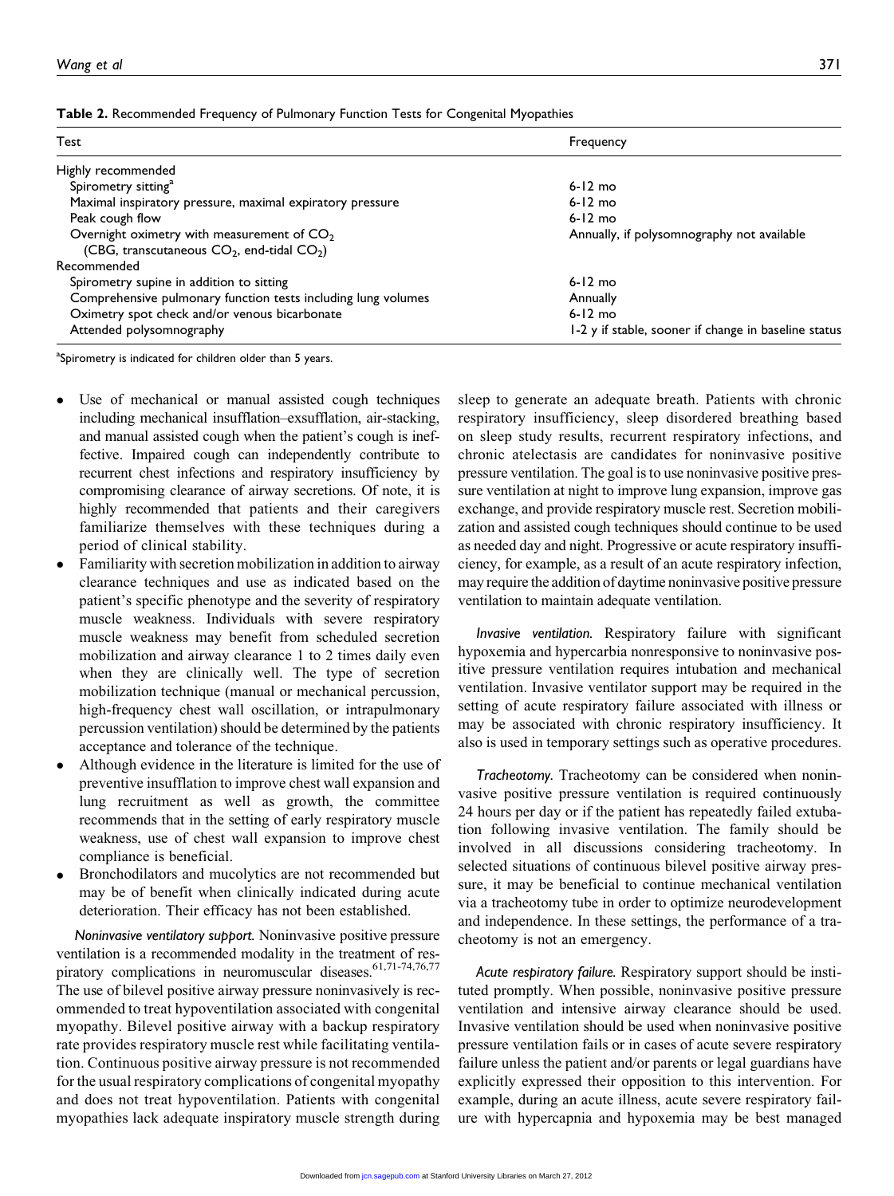**Table 2.** Recommended Frequency of Pulmonary Function Tests for Congenital Myopathies

| Test | Frequency |
|---|---|
| Highly recommended | |
| Spirometry sitting[a] | 6-12 mo |
| Maximal inspiratory pressure, maximal expiratory pressure | 6-12 mo |
| Peak cough flow | 6-12 mo |
| Overnight oximetry with measurement of $CO_2$ (CBG, transcutaneous $CO_2$, end-tidal $CO_2$) | Annually, if polysomnography not available |
| Recommended | |
| Spirometry supine in addition to sitting | 6-12 mo |
| Comprehensive pulmonary function tests including lung volumes | Annually |
| Oximetry spot check and/or venous bicarbonate | 6-12 mo |
| Attended polysomnography | 1-2 y if stable, sooner if change in baseline status |

[a]Spirometry is indicated for children older than 5 years.

- Use of mechanical or manual assisted cough techniques including mechanical insufflation–exsufflation, air-stacking, and manual assisted cough when the patient's cough is ineffective. Impaired cough can independently contribute to recurrent chest infections and respiratory insufficiency by compromising clearance of airway secretions. Of note, it is highly recommended that patients and their caregivers familiarize themselves with these techniques during a period of clinical stability.
- Familiarity with secretion mobilization in addition to airway clearance techniques and use as indicated based on the patient's specific phenotype and the severity of respiratory muscle weakness. Individuals with severe respiratory muscle weakness may benefit from scheduled secretion mobilization and airway clearance 1 to 2 times daily even when they are clinically well. The type of secretion mobilization technique (manual or mechanical percussion, high-frequency chest wall oscillation, or intrapulmonary percussion ventilation) should be determined by the patients acceptance and tolerance of the technique.
- Although evidence in the literature is limited for the use of preventive insufflation to improve chest wall expansion and lung recruitment as well as growth, the committee recommends that in the setting of early respiratory muscle weakness, use of chest wall expansion to improve chest compliance is beneficial.
- Bronchodilators and mucolytics are not recommended but may be of benefit when clinically indicated during acute deterioration. Their efficacy has not been established.

*Noninvasive ventilatory support.* Noninvasive positive pressure ventilation is a recommended modality in the treatment of respiratory complications in neuromuscular diseases.[61,71-74,76,77] The use of bilevel positive airway pressure noninvasively is recommended to treat hypoventilation associated with congenital myopathy. Bilevel positive airway with a backup respiratory rate provides respiratory muscle rest while facilitating ventilation. Continuous positive airway pressure is not recommended for the usual respiratory complications of congenital myopathy and does not treat hypoventilation. Patients with congenital myopathies lack adequate inspiratory muscle strength during sleep to generate an adequate breath. Patients with chronic respiratory insufficiency, sleep disordered breathing based on sleep study results, recurrent respiratory infections, and chronic atelectasis are candidates for noninvasive positive pressure ventilation. The goal is to use noninvasive positive pressure ventilation at night to improve lung expansion, improve gas exchange, and provide respiratory muscle rest. Secretion mobilization and assisted cough techniques should continue to be used as needed day and night. Progressive or acute respiratory insufficiency, for example, as a result of an acute respiratory infection, may require the addition of daytime noninvasive positive pressure ventilation to maintain adequate ventilation.

*Invasive ventilation.* Respiratory failure with significant hypoxemia and hypercarbia nonresponsive to noninvasive positive pressure ventilation requires intubation and mechanical ventilation. Invasive ventilator support may be required in the setting of acute respiratory failure associated with illness or may be associated with chronic respiratory insufficiency. It also is used in temporary settings such as operative procedures.

*Tracheotomy.* Tracheotomy can be considered when noninvasive positive pressure ventilation is required continuously 24 hours per day or if the patient has repeatedly failed extubation following invasive ventilation. The family should be involved in all discussions considering tracheotomy. In selected situations of continuous bilevel positive airway pressure, it may be beneficial to continue mechanical ventilation via a tracheotomy tube in order to optimize neurodevelopment and independence. In these settings, the performance of a tracheotomy is not an emergency.

*Acute respiratory failure.* Respiratory support should be instituted promptly. When possible, noninvasive positive pressure ventilation and intensive airway clearance should be used. Invasive ventilation should be used when noninvasive positive pressure ventilation fails or in cases of acute severe respiratory failure unless the patient and/or parents or legal guardians have explicitly expressed their opposition to this intervention. For example, during an acute illness, acute severe respiratory failure with hypercapnia and hypoxemia may be best managed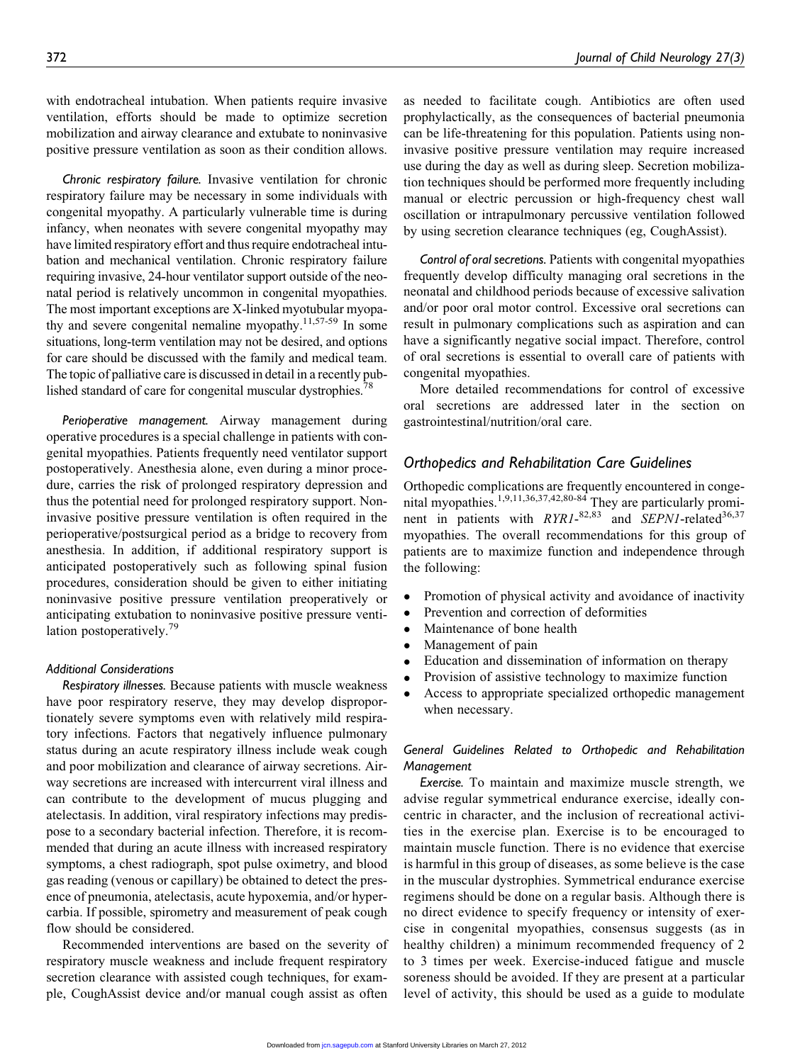with endotracheal intubation. When patients require invasive ventilation, efforts should be made to optimize secretion mobilization and airway clearance and extubate to noninvasive positive pressure ventilation as soon as their condition allows.

*Chronic respiratory failure.* Invasive ventilation for chronic respiratory failure may be necessary in some individuals with congenital myopathy. A particularly vulnerable time is during infancy, when neonates with severe congenital myopathy may have limited respiratory effort and thus require endotracheal intubation and mechanical ventilation. Chronic respiratory failure requiring invasive, 24-hour ventilator support outside of the neonatal period is relatively uncommon in congenital myopathies. The most important exceptions are X-linked myotubular myopathy and severe congenital nemaline myopathy.[11,57-59] In some situations, long-term ventilation may not be desired, and options for care should be discussed with the family and medical team. The topic of palliative care is discussed in detail in a recently published standard of care for congenital muscular dystrophies.[78]

*Perioperative management.* Airway management during operative procedures is a special challenge in patients with congenital myopathies. Patients frequently need ventilator support postoperatively. Anesthesia alone, even during a minor procedure, carries the risk of prolonged respiratory depression and thus the potential need for prolonged respiratory support. Noninvasive positive pressure ventilation is often required in the perioperative/postsurgical period as a bridge to recovery from anesthesia. In addition, if additional respiratory support is anticipated postoperatively such as following spinal fusion procedures, consideration should be given to either initiating noninvasive positive pressure ventilation preoperatively or anticipating extubation to noninvasive positive pressure ventilation postoperatively.[79]

#### *Additional Considerations*

*Respiratory illnesses.* Because patients with muscle weakness have poor respiratory reserve, they may develop disproportionately severe symptoms even with relatively mild respiratory infections. Factors that negatively influence pulmonary status during an acute respiratory illness include weak cough and poor mobilization and clearance of airway secretions. Airway secretions are increased with intercurrent viral illness and can contribute to the development of mucus plugging and atelectasis. In addition, viral respiratory infections may predispose to a secondary bacterial infection. Therefore, it is recommended that during an acute illness with increased respiratory symptoms, a chest radiograph, spot pulse oximetry, and blood gas reading (venous or capillary) be obtained to detect the presence of pneumonia, atelectasis, acute hypoxemia, and/or hypercarbia. If possible, spirometry and measurement of peak cough flow should be considered.

Recommended interventions are based on the severity of respiratory muscle weakness and include frequent respiratory secretion clearance with assisted cough techniques, for example, CoughAssist device and/or manual cough assist as often as needed to facilitate cough. Antibiotics are often used prophylactically, as the consequences of bacterial pneumonia can be life-threatening for this population. Patients using noninvasive positive pressure ventilation may require increased use during the day as well as during sleep. Secretion mobilization techniques should be performed more frequently including manual or electric percussion or high-frequency chest wall oscillation or intrapulmonary percussive ventilation followed by using secretion clearance techniques (eg, CoughAssist).

*Control of oral secretions.* Patients with congenital myopathies frequently develop difficulty managing oral secretions in the neonatal and childhood periods because of excessive salivation and/or poor oral motor control. Excessive oral secretions can result in pulmonary complications such as aspiration and can have a significantly negative social impact. Therefore, control of oral secretions is essential to overall care of patients with congenital myopathies.

More detailed recommendations for control of excessive oral secretions are addressed later in the section on gastrointestinal/nutrition/oral care.

## *Orthopedics and Rehabilitation Care Guidelines*

Orthopedic complications are frequently encountered in congenital myopathies.[1,9,11,36,37,42,80-84] They are particularly prominent in patients with *RYR1*-[82,83] and *SEPN1*-related[36,37] myopathies. The overall recommendations for this group of patients are to maximize function and independence through the following:

- Promotion of physical activity and avoidance of inactivity
- Prevention and correction of deformities
- Maintenance of bone health
- Management of pain
- Education and dissemination of information on therapy
- Provision of assistive technology to maximize function
- Access to appropriate specialized orthopedic management when necessary.

#### *General Guidelines Related to Orthopedic and Rehabilitation Management*

*Exercise.* To maintain and maximize muscle strength, we advise regular symmetrical endurance exercise, ideally concentric in character, and the inclusion of recreational activities in the exercise plan. Exercise is to be encouraged to maintain muscle function. There is no evidence that exercise is harmful in this group of diseases, as some believe is the case in the muscular dystrophies. Symmetrical endurance exercise regimens should be done on a regular basis. Although there is no direct evidence to specify frequency or intensity of exercise in congenital myopathies, consensus suggests (as in healthy children) a minimum recommended frequency of 2 to 3 times per week. Exercise-induced fatigue and muscle soreness should be avoided. If they are present at a particular level of activity, this should be used as a guide to modulate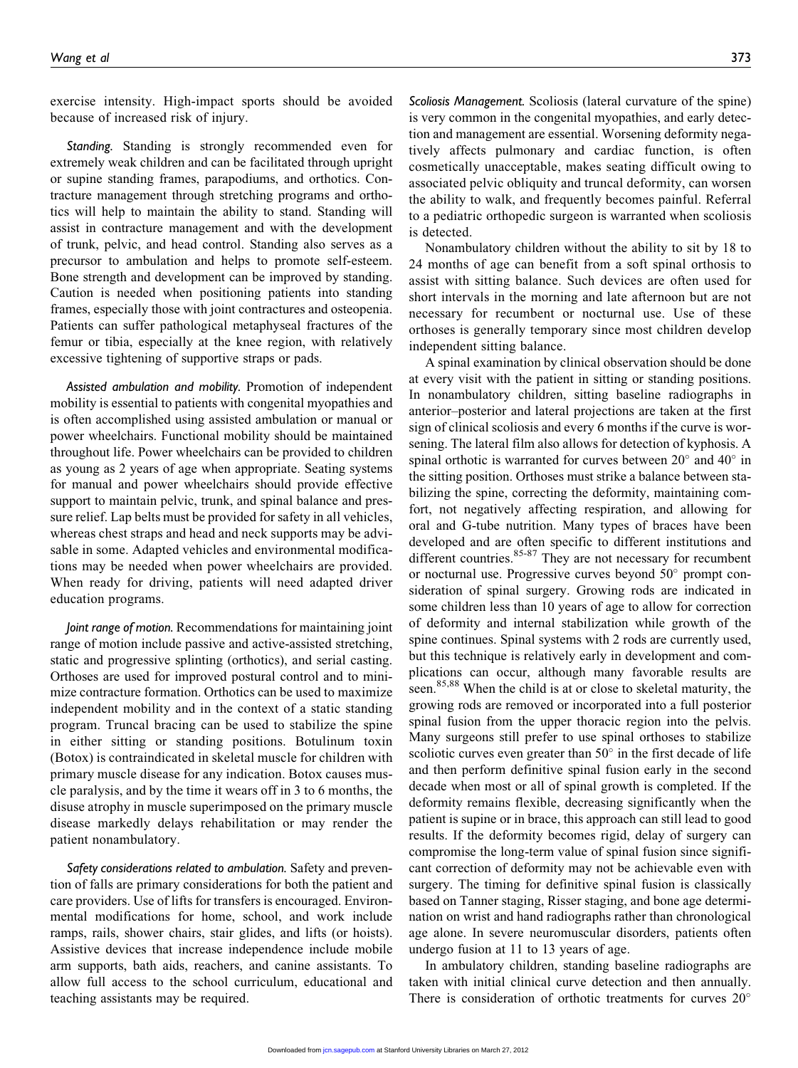exercise intensity. High-impact sports should be avoided because of increased risk of injury.

*Standing.* Standing is strongly recommended even for extremely weak children and can be facilitated through upright or supine standing frames, parapodiums, and orthotics. Contracture management through stretching programs and orthotics will help to maintain the ability to stand. Standing will assist in contracture management and with the development of trunk, pelvic, and head control. Standing also serves as a precursor to ambulation and helps to promote self-esteem. Bone strength and development can be improved by standing. Caution is needed when positioning patients into standing frames, especially those with joint contractures and osteopenia. Patients can suffer pathological metaphyseal fractures of the femur or tibia, especially at the knee region, with relatively excessive tightening of supportive straps or pads.

*Assisted ambulation and mobility.* Promotion of independent mobility is essential to patients with congenital myopathies and is often accomplished using assisted ambulation or manual or power wheelchairs. Functional mobility should be maintained throughout life. Power wheelchairs can be provided to children as young as 2 years of age when appropriate. Seating systems for manual and power wheelchairs should provide effective support to maintain pelvic, trunk, and spinal balance and pressure relief. Lap belts must be provided for safety in all vehicles, whereas chest straps and head and neck supports may be advisable in some. Adapted vehicles and environmental modifications may be needed when power wheelchairs are provided. When ready for driving, patients will need adapted driver education programs.

*Joint range of motion.* Recommendations for maintaining joint range of motion include passive and active-assisted stretching, static and progressive splinting (orthotics), and serial casting. Orthoses are used for improved postural control and to minimize contracture formation. Orthotics can be used to maximize independent mobility and in the context of a static standing program. Truncal bracing can be used to stabilize the spine in either sitting or standing positions. Botulinum toxin (Botox) is contraindicated in skeletal muscle for children with primary muscle disease for any indication. Botox causes muscle paralysis, and by the time it wears off in 3 to 6 months, the disuse atrophy in muscle superimposed on the primary muscle disease markedly delays rehabilitation or may render the patient nonambulatory.

*Safety considerations related to ambulation.* Safety and prevention of falls are primary considerations for both the patient and care providers. Use of lifts for transfers is encouraged. Environmental modifications for home, school, and work include ramps, rails, shower chairs, stair glides, and lifts (or hoists). Assistive devices that increase independence include mobile arm supports, bath aids, reachers, and canine assistants. To allow full access to the school curriculum, educational and teaching assistants may be required.

*Scoliosis Management.* Scoliosis (lateral curvature of the spine) is very common in the congenital myopathies, and early detection and management are essential. Worsening deformity negatively affects pulmonary and cardiac function, is often cosmetically unacceptable, makes seating difficult owing to associated pelvic obliquity and truncal deformity, can worsen the ability to walk, and frequently becomes painful. Referral to a pediatric orthopedic surgeon is warranted when scoliosis is detected.

Nonambulatory children without the ability to sit by 18 to 24 months of age can benefit from a soft spinal orthosis to assist with sitting balance. Such devices are often used for short intervals in the morning and late afternoon but are not necessary for recumbent or nocturnal use. Use of these orthoses is generally temporary since most children develop independent sitting balance.

A spinal examination by clinical observation should be done at every visit with the patient in sitting or standing positions. In nonambulatory children, sitting baseline radiographs in anterior–posterior and lateral projections are taken at the first sign of clinical scoliosis and every 6 months if the curve is worsening. The lateral film also allows for detection of kyphosis. A spinal orthotic is warranted for curves between 20° and 40° in the sitting position. Orthoses must strike a balance between stabilizing the spine, correcting the deformity, maintaining comfort, not negatively affecting respiration, and allowing for oral and G-tube nutrition. Many types of braces have been developed and are often specific to different institutions and different countries.[85-87] They are not necessary for recumbent or nocturnal use. Progressive curves beyond 50° prompt consideration of spinal surgery. Growing rods are indicated in some children less than 10 years of age to allow for correction of deformity and internal stabilization while growth of the spine continues. Spinal systems with 2 rods are currently used, but this technique is relatively early in development and complications can occur, although many favorable results are seen.[85,88] When the child is at or close to skeletal maturity, the growing rods are removed or incorporated into a full posterior spinal fusion from the upper thoracic region into the pelvis. Many surgeons still prefer to use spinal orthoses to stabilize scoliotic curves even greater than 50° in the first decade of life and then perform definitive spinal fusion early in the second decade when most or all of spinal growth is completed. If the deformity remains flexible, decreasing significantly when the patient is supine or in brace, this approach can still lead to good results. If the deformity becomes rigid, delay of surgery can compromise the long-term value of spinal fusion since significant correction of deformity may not be achievable even with surgery. The timing for definitive spinal fusion is classically based on Tanner staging, Risser staging, and bone age determination on wrist and hand radiographs rather than chronological age alone. In severe neuromuscular disorders, patients often undergo fusion at 11 to 13 years of age.

In ambulatory children, standing baseline radiographs are taken with initial clinical curve detection and then annually. There is consideration of orthotic treatments for curves 20°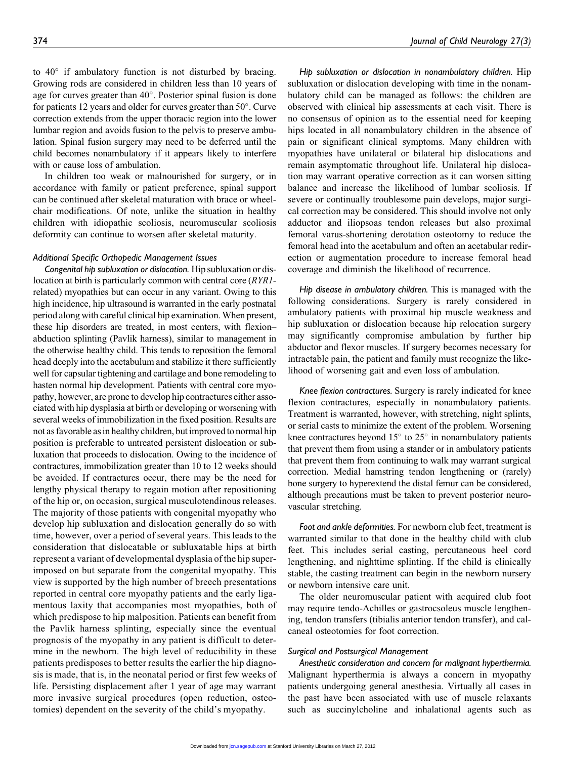to 40° if ambulatory function is not disturbed by bracing. Growing rods are considered in children less than 10 years of age for curves greater than 40°. Posterior spinal fusion is done for patients 12 years and older for curves greater than 50°. Curve correction extends from the upper thoracic region into the lower lumbar region and avoids fusion to the pelvis to preserve ambulation. Spinal fusion surgery may need to be deferred until the child becomes nonambulatory if it appears likely to interfere with or cause loss of ambulation.

In children too weak or malnourished for surgery, or in accordance with family or patient preference, spinal support can be continued after skeletal maturation with brace or wheelchair modifications. Of note, unlike the situation in healthy children with idiopathic scoliosis, neuromuscular scoliosis deformity can continue to worsen after skeletal maturity.

### *Additional Specific Orthopedic Management Issues*

*Congenital hip subluxation or dislocation.* Hip subluxation or dislocation at birth is particularly common with central core (*RYR1*-related) myopathies but can occur in any variant. Owing to this high incidence, hip ultrasound is warranted in the early postnatal period along with careful clinical hip examination. When present, these hip disorders are treated, in most centers, with flexion–abduction splinting (Pavlik harness), similar to management in the otherwise healthy child. This tends to reposition the femoral head deeply into the acetabulum and stabilize it there sufficiently well for capsular tightening and cartilage and bone remodeling to hasten normal hip development. Patients with central core myopathy, however, are prone to develop hip contractures either associated with hip dysplasia at birth or developing or worsening with several weeks of immobilization in the fixed position. Results are not as favorable as in healthy children, but improved to normal hip position is preferable to untreated persistent dislocation or subluxation that proceeds to dislocation. Owing to the incidence of contractures, immobilization greater than 10 to 12 weeks should be avoided. If contractures occur, there may be the need for lengthy physical therapy to regain motion after repositioning of the hip or, on occasion, surgical musculotendinous releases. The majority of those patients with congenital myopathy who develop hip subluxation and dislocation generally do so with time, however, over a period of several years. This leads to the consideration that dislocatable or subluxatable hips at birth represent a variant of developmental dysplasia of the hip superimposed on but separate from the congenital myopathy. This view is supported by the high number of breech presentations reported in central core myopathy patients and the early ligamentous laxity that accompanies most myopathies, both of which predispose to hip malposition. Patients can benefit from the Pavlik harness splinting, especially since the eventual prognosis of the myopathy in any patient is difficult to determine in the newborn. The high level of reducibility in these patients predisposes to better results the earlier the hip diagnosis is made, that is, in the neonatal period or first few weeks of life. Persisting displacement after 1 year of age may warrant more invasive surgical procedures (open reduction, osteotomies) dependent on the severity of the child's myopathy.

*Hip subluxation or dislocation in nonambulatory children.* Hip subluxation or dislocation developing with time in the nonambulatory child can be managed as follows: the children are observed with clinical hip assessments at each visit. There is no consensus of opinion as to the essential need for keeping hips located in all nonambulatory children in the absence of pain or significant clinical symptoms. Many children with myopathies have unilateral or bilateral hip dislocations and remain asymptomatic throughout life. Unilateral hip dislocation may warrant operative correction as it can worsen sitting balance and increase the likelihood of lumbar scoliosis. If severe or continually troublesome pain develops, major surgical correction may be considered. This should involve not only adductor and iliopsoas tendon releases but also proximal femoral varus-shortening derotation osteotomy to reduce the femoral head into the acetabulum and often an acetabular redirection or augmentation procedure to increase femoral head coverage and diminish the likelihood of recurrence.

*Hip disease in ambulatory children.* This is managed with the following considerations. Surgery is rarely considered in ambulatory patients with proximal hip muscle weakness and hip subluxation or dislocation because hip relocation surgery may significantly compromise ambulation by further hip abductor and flexor muscles. If surgery becomes necessary for intractable pain, the patient and family must recognize the likelihood of worsening gait and even loss of ambulation.

*Knee flexion contractures.* Surgery is rarely indicated for knee flexion contractures, especially in nonambulatory patients. Treatment is warranted, however, with stretching, night splints, or serial casts to minimize the extent of the problem. Worsening knee contractures beyond 15° to 25° in nonambulatory patients that prevent them from using a stander or in ambulatory patients that prevent them from continuing to walk may warrant surgical correction. Medial hamstring tendon lengthening or (rarely) bone surgery to hyperextend the distal femur can be considered, although precautions must be taken to prevent posterior neurovascular stretching.

*Foot and ankle deformities.* For newborn club feet, treatment is warranted similar to that done in the healthy child with club feet. This includes serial casting, percutaneous heel cord lengthening, and nighttime splinting. If the child is clinically stable, the casting treatment can begin in the newborn nursery or newborn intensive care unit.

The older neuromuscular patient with acquired club foot may require tendo-Achilles or gastrocsoleus muscle lengthening, tendon transfers (tibialis anterior tendon transfer), and calcaneal osteotomies for foot correction.

### *Surgical and Postsurgical Management*

*Anesthetic consideration and concern for malignant hyperthermia.* Malignant hyperthermia is always a concern in myopathy patients undergoing general anesthesia. Virtually all cases in the past have been associated with use of muscle relaxants such as succinylcholine and inhalational agents such as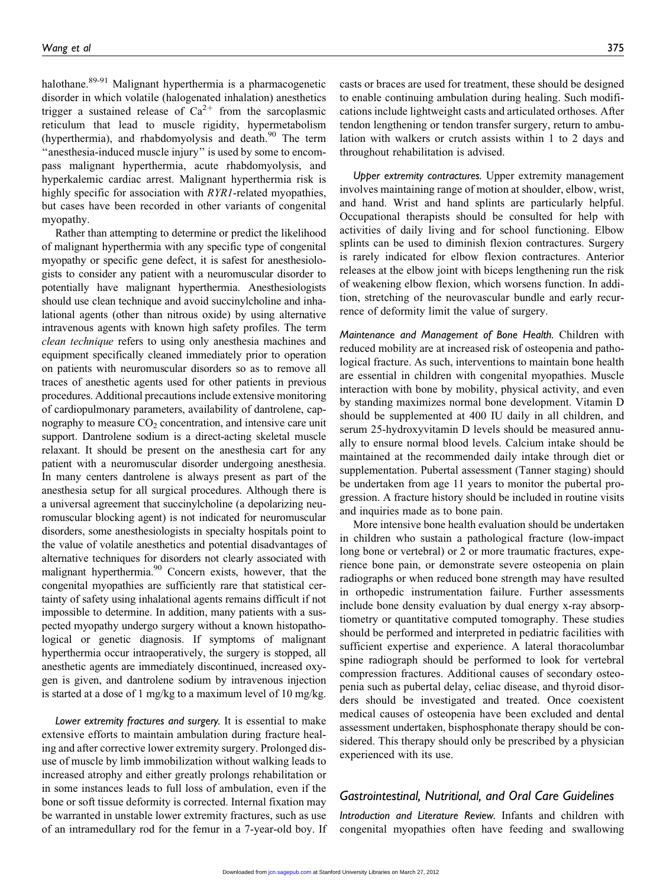halothane.[89-91] Malignant hyperthermia is a pharmacogenetic disorder in which volatile (halogenated inhalation) anesthetics trigger a sustained release of $Ca^{2+}$ from the sarcoplasmic reticulum that lead to muscle rigidity, hypermetabolism (hyperthermia), and rhabdomyolysis and death.[90] The term "anesthesia-induced muscle injury" is used by some to encompass malignant hyperthermia, acute rhabdomyolysis, and hyperkalemic cardiac arrest. Malignant hyperthermia risk is highly specific for association with *RYR1*-related myopathies, but cases have been recorded in other variants of congenital myopathy.

Rather than attempting to determine or predict the likelihood of malignant hyperthermia with any specific type of congenital myopathy or specific gene defect, it is safest for anesthesiologists to consider any patient with a neuromuscular disorder to potentially have malignant hyperthermia. Anesthesiologists should use clean technique and avoid succinylcholine and inhalational agents (other than nitrous oxide) by using alternative intravenous agents with known high safety profiles. The term *clean technique* refers to using only anesthesia machines and equipment specifically cleaned immediately prior to operation on patients with neuromuscular disorders so as to remove all traces of anesthetic agents used for other patients in previous procedures. Additional precautions include extensive monitoring of cardiopulmonary parameters, availability of dantrolene, capnography to measure $CO_2$ concentration, and intensive care unit support. Dantrolene sodium is a direct-acting skeletal muscle relaxant. It should be present on the anesthesia cart for any patient with a neuromuscular disorder undergoing anesthesia. In many centers dantrolene is always present as part of the anesthesia setup for all surgical procedures. Although there is a universal agreement that succinylcholine (a depolarizing neuromuscular blocking agent) is not indicated for neuromuscular disorders, some anesthesiologists in specialty hospitals point to the value of volatile anesthetics and potential disadvantages of alternative techniques for disorders not clearly associated with malignant hyperthermia.[90] Concern exists, however, that the congenital myopathies are sufficiently rare that statistical certainty of safety using inhalational agents remains difficult if not impossible to determine. In addition, many patients with a suspected myopathy undergo surgery without a known histopathological or genetic diagnosis. If symptoms of malignant hyperthermia occur intraoperatively, the surgery is stopped, all anesthetic agents are immediately discontinued, increased oxygen is given, and dantrolene sodium by intravenous injection is started at a dose of 1 mg/kg to a maximum level of 10 mg/kg.

*Lower extremity fractures and surgery.* It is essential to make extensive efforts to maintain ambulation during fracture healing and after corrective lower extremity surgery. Prolonged disuse of muscle by limb immobilization without walking leads to increased atrophy and either greatly prolongs rehabilitation or in some instances leads to full loss of ambulation, even if the bone or soft tissue deformity is corrected. Internal fixation may be warranted in unstable lower extremity fractures, such as use of an intramedullary rod for the femur in a 7-year-old boy. If casts or braces are used for treatment, these should be designed to enable continuing ambulation during healing. Such modifications include lightweight casts and articulated orthoses. After tendon lengthening or tendon transfer surgery, return to ambulation with walkers or crutch assists within 1 to 2 days and throughout rehabilitation is advised.

*Upper extremity contractures.* Upper extremity management involves maintaining range of motion at shoulder, elbow, wrist, and hand. Wrist and hand splints are particularly helpful. Occupational therapists should be consulted for help with activities of daily living and for school functioning. Elbow splints can be used to diminish flexion contractures. Surgery is rarely indicated for elbow flexion contractures. Anterior releases at the elbow joint with biceps lengthening run the risk of weakening elbow flexion, which worsens function. In addition, stretching of the neurovascular bundle and early recurrence of deformity limit the value of surgery.

*Maintenance and Management of Bone Health.* Children with reduced mobility are at increased risk of osteopenia and pathological fracture. As such, interventions to maintain bone health are essential in children with congenital myopathies. Muscle interaction with bone by mobility, physical activity, and even by standing maximizes normal bone development. Vitamin D should be supplemented at 400 IU daily in all children, and serum 25-hydroxyvitamin D levels should be measured annually to ensure normal blood levels. Calcium intake should be maintained at the recommended daily intake through diet or supplementation. Pubertal assessment (Tanner staging) should be undertaken from age 11 years to monitor the pubertal progression. A fracture history should be included in routine visits and inquiries made as to bone pain.

More intensive bone health evaluation should be undertaken in children who sustain a pathological fracture (low-impact long bone or vertebral) or 2 or more traumatic fractures, experience bone pain, or demonstrate severe osteopenia on plain radiographs or when reduced bone strength may have resulted in orthopedic instrumentation failure. Further assessments include bone density evaluation by dual energy x-ray absorptiometry or quantitative computed tomography. These studies should be performed and interpreted in pediatric facilities with sufficient expertise and experience. A lateral thoracolumbar spine radiograph should be performed to look for vertebral compression fractures. Additional causes of secondary osteopenia such as pubertal delay, celiac disease, and thyroid disorders should be investigated and treated. Once coexistent medical causes of osteopenia have been excluded and dental assessment undertaken, bisphosphonate therapy should be considered. This therapy should only be prescribed by a physician experienced with its use.

## Gastrointestinal, Nutritional, and Oral Care Guidelines

*Introduction and Literature Review.* Infants and children with congenital myopathies often have feeding and swallowing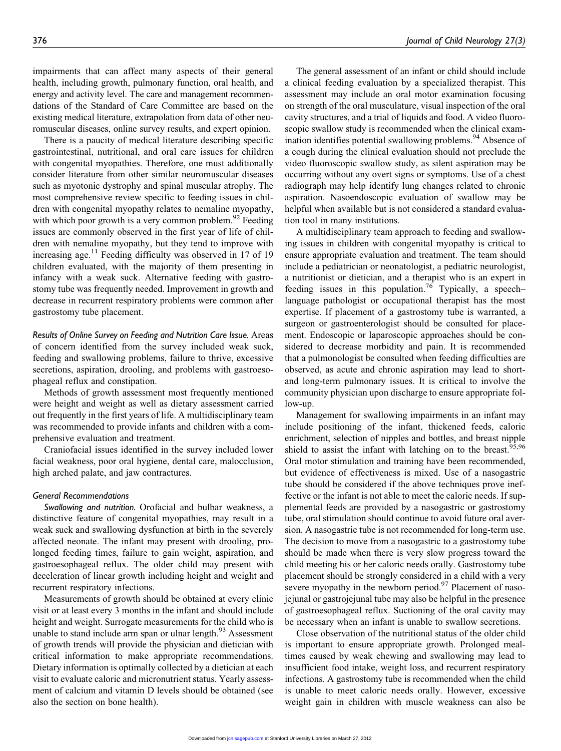impairments that can affect many aspects of their general health, including growth, pulmonary function, oral health, and energy and activity level. The care and management recommendations of the Standard of Care Committee are based on the existing medical literature, extrapolation from data of other neuromuscular diseases, online survey results, and expert opinion.

There is a paucity of medical literature describing specific gastrointestinal, nutritional, and oral care issues for children with congenital myopathies. Therefore, one must additionally consider literature from other similar neuromuscular diseases such as myotonic dystrophy and spinal muscular atrophy. The most comprehensive review specific to feeding issues in children with congenital myopathy relates to nemaline myopathy, with which poor growth is a very common problem.[92] Feeding issues are commonly observed in the first year of life of children with nemaline myopathy, but they tend to improve with increasing age.[11] Feeding difficulty was observed in 17 of 19 children evaluated, with the majority of them presenting in infancy with a weak suck. Alternative feeding with gastrostomy tube was frequently needed. Improvement in growth and decrease in recurrent respiratory problems were common after gastrostomy tube placement.

*Results of Online Survey on Feeding and Nutrition Care Issue.* Areas of concern identified from the survey included weak suck, feeding and swallowing problems, failure to thrive, excessive secretions, aspiration, drooling, and problems with gastroesophageal reflux and constipation.

Methods of growth assessment most frequently mentioned were height and weight as well as dietary assessment carried out frequently in the first years of life. A multidisciplinary team was recommended to provide infants and children with a comprehensive evaluation and treatment.

Craniofacial issues identified in the survey included lower facial weakness, poor oral hygiene, dental care, malocclusion, high arched palate, and jaw contractures.

### General Recommendations

*Swallowing and nutrition.* Orofacial and bulbar weakness, a distinctive feature of congenital myopathies, may result in a weak suck and swallowing dysfunction at birth in the severely affected neonate. The infant may present with drooling, prolonged feeding times, failure to gain weight, aspiration, and gastroesophageal reflux. The older child may present with deceleration of linear growth including height and weight and recurrent respiratory infections.

Measurements of growth should be obtained at every clinic visit or at least every 3 months in the infant and should include height and weight. Surrogate measurements for the child who is unable to stand include arm span or ulnar length.[93] Assessment of growth trends will provide the physician and dietician with critical information to make appropriate recommendations. Dietary information is optimally collected by a dietician at each visit to evaluate caloric and micronutrient status. Yearly assessment of calcium and vitamin D levels should be obtained (see also the section on bone health).

The general assessment of an infant or child should include a clinical feeding evaluation by a specialized therapist. This assessment may include an oral motor examination focusing on strength of the oral musculature, visual inspection of the oral cavity structures, and a trial of liquids and food. A video fluoroscopic swallow study is recommended when the clinical examination identifies potential swallowing problems.[94] Absence of a cough during the clinical evaluation should not preclude the video fluoroscopic swallow study, as silent aspiration may be occurring without any overt signs or symptoms. Use of a chest radiograph may help identify lung changes related to chronic aspiration. Nasoendoscopic evaluation of swallow may be helpful when available but is not considered a standard evaluation tool in many institutions.

A multidisciplinary team approach to feeding and swallowing issues in children with congenital myopathy is critical to ensure appropriate evaluation and treatment. The team should include a pediatrician or neonatologist, a pediatric neurologist, a nutritionist or dietician, and a therapist who is an expert in feeding issues in this population.[76] Typically, a speech–language pathologist or occupational therapist has the most expertise. If placement of a gastrostomy tube is warranted, a surgeon or gastroenterologist should be consulted for placement. Endoscopic or laparoscopic approaches should be considered to decrease morbidity and pain. It is recommended that a pulmonologist be consulted when feeding difficulties are observed, as acute and chronic aspiration may lead to short- and long-term pulmonary issues. It is critical to involve the community physician upon discharge to ensure appropriate follow-up.

Management for swallowing impairments in an infant may include positioning of the infant, thickened feeds, caloric enrichment, selection of nipples and bottles, and breast nipple shield to assist the infant with latching on to the breast.[95,96] Oral motor stimulation and training have been recommended, but evidence of effectiveness is mixed. Use of a nasogastric tube should be considered if the above techniques prove ineffective or the infant is not able to meet the caloric needs. If supplemental feeds are provided by a nasogastric or gastrostomy tube, oral stimulation should continue to avoid future oral aversion. A nasogastric tube is not recommended for long-term use. The decision to move from a nasogastric to a gastrostomy tube should be made when there is very slow progress toward the child meeting his or her caloric needs orally. Gastrostomy tube placement should be strongly considered in a child with a very severe myopathy in the newborn period.[97] Placement of nasojejunal or gastrojejunal tube may also be helpful in the presence of gastroesophageal reflux. Suctioning of the oral cavity may be necessary when an infant is unable to swallow secretions.

Close observation of the nutritional status of the older child is important to ensure appropriate growth. Prolonged mealtimes caused by weak chewing and swallowing may lead to insufficient food intake, weight loss, and recurrent respiratory infections. A gastrostomy tube is recommended when the child is unable to meet caloric needs orally. However, excessive weight gain in children with muscle weakness can also be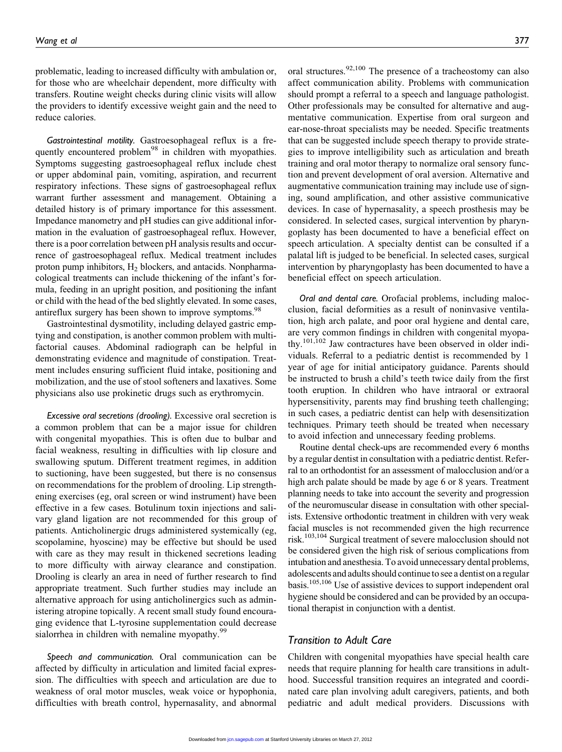problematic, leading to increased difficulty with ambulation or, for those who are wheelchair dependent, more difficulty with transfers. Routine weight checks during clinic visits will allow the providers to identify excessive weight gain and the need to reduce calories.

*Gastrointestinal motility.* Gastroesophageal reflux is a frequently encountered problem[98] in children with myopathies. Symptoms suggesting gastroesophageal reflux include chest or upper abdominal pain, vomiting, aspiration, and recurrent respiratory infections. These signs of gastroesophageal reflux warrant further assessment and management. Obtaining a detailed history is of primary importance for this assessment. Impedance manometry and pH studies can give additional information in the evaluation of gastroesophageal reflux. However, there is a poor correlation between pH analysis results and occurrence of gastroesophageal reflux. Medical treatment includes proton pump inhibitors, $H_2$ blockers, and antacids. Nonpharmacological treatments can include thickening of the infant's formula, feeding in an upright position, and positioning the infant or child with the head of the bed slightly elevated. In some cases, antireflux surgery has been shown to improve symptoms.[98]

Gastrointestinal dysmotility, including delayed gastric emptying and constipation, is another common problem with multifactorial causes. Abdominal radiograph can be helpful in demonstrating evidence and magnitude of constipation. Treatment includes ensuring sufficient fluid intake, positioning and mobilization, and the use of stool softeners and laxatives. Some physicians also use prokinetic drugs such as erythromycin.

*Excessive oral secretions (drooling).* Excessive oral secretion is a common problem that can be a major issue for children with congenital myopathies. This is often due to bulbar and facial weakness, resulting in difficulties with lip closure and swallowing sputum. Different treatment regimes, in addition to suctioning, have been suggested, but there is no consensus on recommendations for the problem of drooling. Lip strengthening exercises (eg, oral screen or wind instrument) have been effective in a few cases. Botulinum toxin injections and salivary gland ligation are not recommended for this group of patients. Anticholinergic drugs administered systemically (eg, scopolamine, hyoscine) may be effective but should be used with care as they may result in thickened secretions leading to more difficulty with airway clearance and constipation. Drooling is clearly an area in need of further research to find appropriate treatment. Such further studies may include an alternative approach for using anticholinergics such as administering atropine topically. A recent small study found encouraging evidence that L-tyrosine supplementation could decrease sialorrhea in children with nemaline myopathy.[99]

*Speech and communication.* Oral communication can be affected by difficulty in articulation and limited facial expression. The difficulties with speech and articulation are due to weakness of oral motor muscles, weak voice or hypophonia, difficulties with breath control, hypernasality, and abnormal oral structures.[92,100] The presence of a tracheostomy can also affect communication ability. Problems with communication should prompt a referral to a speech and language pathologist. Other professionals may be consulted for alternative and augmentative communication. Expertise from oral surgeon and ear-nose-throat specialists may be needed. Specific treatments that can be suggested include speech therapy to provide strategies to improve intelligibility such as articulation and breath training and oral motor therapy to normalize oral sensory function and prevent development of oral aversion. Alternative and augmentative communication training may include use of signing, sound amplification, and other assistive communicative devices. In case of hypernasality, a speech prosthesis may be considered. In selected cases, surgical intervention by pharyngoplasty has been documented to have a beneficial effect on speech articulation. A specialty dentist can be consulted if a palatal lift is judged to be beneficial. In selected cases, surgical intervention by pharyngoplasty has been documented to have a beneficial effect on speech articulation.

*Oral and dental care.* Orofacial problems, including malocclusion, facial deformities as a result of noninvasive ventilation, high arch palate, and poor oral hygiene and dental care, are very common findings in children with congenital myopathy.[101,102] Jaw contractures have been observed in older individuals. Referral to a pediatric dentist is recommended by 1 year of age for initial anticipatory guidance. Parents should be instructed to brush a child's teeth twice daily from the first tooth eruption. In children who have intraoral or extraoral hypersensitivity, parents may find brushing teeth challenging; in such cases, a pediatric dentist can help with desensitization techniques. Primary teeth should be treated when necessary to avoid infection and unnecessary feeding problems.

Routine dental check-ups are recommended every 6 months by a regular dentist in consultation with a pediatric dentist. Referral to an orthodontist for an assessment of malocclusion and/or a high arch palate should be made by age 6 or 8 years. Treatment planning needs to take into account the severity and progression of the neuromuscular disease in consultation with other specialists. Extensive orthodontic treatment in children with very weak facial muscles is not recommended given the high recurrence risk.[103,104] Surgical treatment of severe malocclusion should not be considered given the high risk of serious complications from intubation and anesthesia. To avoid unnecessary dental problems, adolescents and adults should continue to see a dentist on a regular basis.[105,106] Use of assistive devices to support independent oral hygiene should be considered and can be provided by an occupational therapist in conjunction with a dentist.

## Transition to Adult Care

Children with congenital myopathies have special health care needs that require planning for health care transitions in adulthood. Successful transition requires an integrated and coordinated care plan involving adult caregivers, patients, and both pediatric and adult medical providers. Discussions with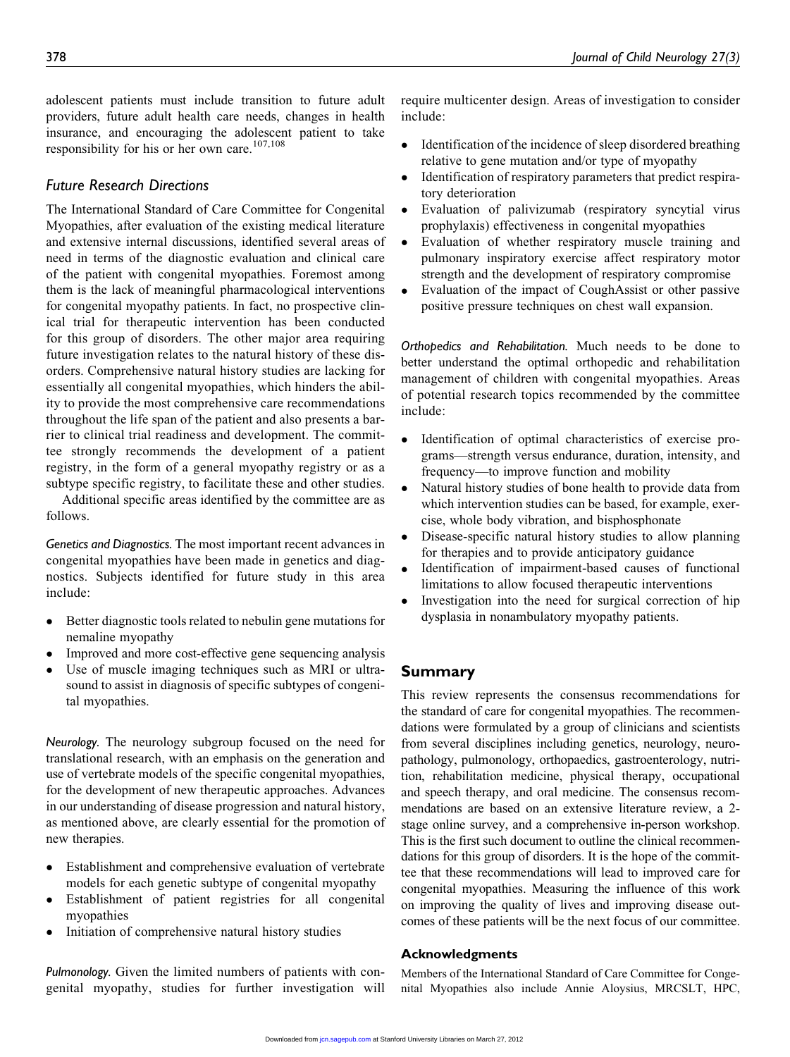adolescent patients must include transition to future adult providers, future adult health care needs, changes in health insurance, and encouraging the adolescent patient to take responsibility for his or her own care.[107,108]

## Future Research Directions

The International Standard of Care Committee for Congenital Myopathies, after evaluation of the existing medical literature and extensive internal discussions, identified several areas of need in terms of the diagnostic evaluation and clinical care of the patient with congenital myopathies. Foremost among them is the lack of meaningful pharmacological interventions for congenital myopathy patients. In fact, no prospective clinical trial for therapeutic intervention has been conducted for this group of disorders. The other major area requiring future investigation relates to the natural history of these disorders. Comprehensive natural history studies are lacking for essentially all congenital myopathies, which hinders the ability to provide the most comprehensive care recommendations throughout the life span of the patient and also presents a barrier to clinical trial readiness and development. The committee strongly recommends the development of a patient registry, in the form of a general myopathy registry or as a subtype specific registry, to facilitate these and other studies.

Additional specific areas identified by the committee are as follows.

*Genetics and Diagnostics.* The most important recent advances in congenital myopathies have been made in genetics and diagnostics. Subjects identified for future study in this area include:

- Better diagnostic tools related to nebulin gene mutations for nemaline myopathy
- Improved and more cost-effective gene sequencing analysis
- Use of muscle imaging techniques such as MRI or ultrasound to assist in diagnosis of specific subtypes of congenital myopathies.

*Neurology.* The neurology subgroup focused on the need for translational research, with an emphasis on the generation and use of vertebrate models of the specific congenital myopathies, for the development of new therapeutic approaches. Advances in our understanding of disease progression and natural history, as mentioned above, are clearly essential for the promotion of new therapies.

- Establishment and comprehensive evaluation of vertebrate models for each genetic subtype of congenital myopathy
- Establishment of patient registries for all congenital myopathies
- Initiation of comprehensive natural history studies

*Pulmonology.* Given the limited numbers of patients with congenital myopathy, studies for further investigation will require multicenter design. Areas of investigation to consider include:

- Identification of the incidence of sleep disordered breathing relative to gene mutation and/or type of myopathy
- Identification of respiratory parameters that predict respiratory deterioration
- Evaluation of palivizumab (respiratory syncytial virus prophylaxis) effectiveness in congenital myopathies
- Evaluation of whether respiratory muscle training and pulmonary inspiratory exercise affect respiratory motor strength and the development of respiratory compromise
- Evaluation of the impact of CoughAssist or other passive positive pressure techniques on chest wall expansion.

*Orthopedics and Rehabilitation.* Much needs to be done to better understand the optimal orthopedic and rehabilitation management of children with congenital myopathies. Areas of potential research topics recommended by the committee include:

- Identification of optimal characteristics of exercise programs—strength versus endurance, duration, intensity, and frequency—to improve function and mobility
- Natural history studies of bone health to provide data from which intervention studies can be based, for example, exercise, whole body vibration, and bisphosphonate
- Disease-specific natural history studies to allow planning for therapies and to provide anticipatory guidance
- Identification of impairment-based causes of functional limitations to allow focused therapeutic interventions
- Investigation into the need for surgical correction of hip dysplasia in nonambulatory myopathy patients.

## Summary

This review represents the consensus recommendations for the standard of care for congenital myopathies. The recommendations were formulated by a group of clinicians and scientists from several disciplines including genetics, neurology, neuropathology, pulmonology, orthopaedics, gastroenterology, nutrition, rehabilitation medicine, physical therapy, occupational and speech therapy, and oral medicine. The consensus recommendations are based on an extensive literature review, a 2-stage online survey, and a comprehensive in-person workshop. This is the first such document to outline the clinical recommendations for this group of disorders. It is the hope of the committee that these recommendations will lead to improved care for congenital myopathies. Measuring the influence of this work on improving the quality of lives and improving disease outcomes of these patients will be the next focus of our committee.

### Acknowledgments

Members of the International Standard of Care Committee for Congenital Myopathies also include Annie Aloysius, MRCSLT, HPC,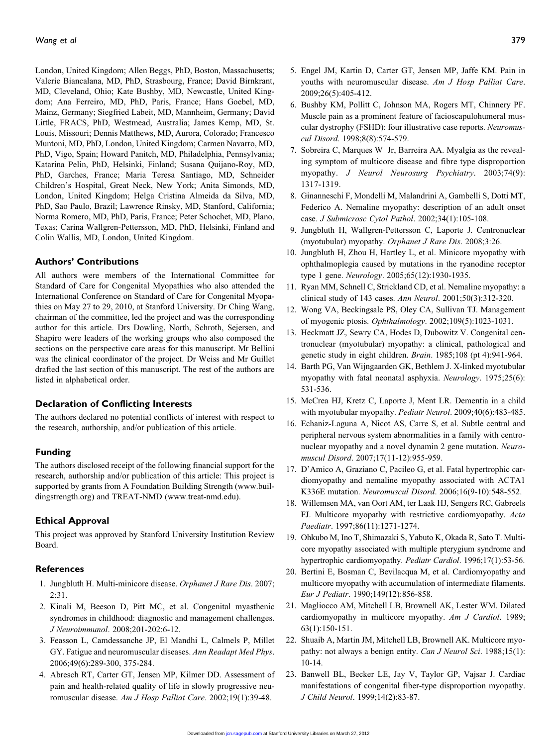London, United Kingdom; Allen Beggs, PhD, Boston, Massachusetts; Valerie Biancalana, MD, PhD, Strasbourg, France; David Birnkrant, MD, Cleveland, Ohio; Kate Bushby, MD, Newcastle, United Kingdom; Ana Ferreiro, MD, PhD, Paris, France; Hans Goebel, MD, Mainz, Germany; Siegfried Labeit, MD, Mannheim, Germany; David Little, FRACS, PhD, Westmead, Australia; James Kemp, MD, St. Louis, Missouri; Dennis Matthews, MD, Aurora, Colorado; Francesco Muntoni, MD, PhD, London, United Kingdom; Carmen Navarro, MD, PhD, Vigo, Spain; Howard Panitch, MD, Philadelphia, Pennsylvania; Katarina Pelin, PhD, Helsinki, Finland; Susana Quijano-Roy, MD, PhD, Garches, France; Maria Teresa Santiago, MD, Schneider Children's Hospital, Great Neck, New York; Anita Simonds, MD, London, United Kingdom; Helga Cristina Almeida da Silva, MD, PhD, Sao Paulo, Brazil; Lawrence Rinsky, MD, Stanford, California; Norma Romero, MD, PhD, Paris, France; Peter Schochet, MD, Plano, Texas; Carina Wallgren-Pettersson, MD, PhD, Helsinki, Finland and Colin Wallis, MD, London, United Kingdom.

## Authors' Contributions

All authors were members of the International Committee for Standard of Care for Congenital Myopathies who also attended the International Conference on Standard of Care for Congenital Myopathies on May 27 to 29, 2010, at Stanford University. Dr Ching Wang, chairman of the committee, led the project and was the corresponding author for this article. Drs Dowling, North, Schroth, Sejersen, and Shapiro were leaders of the working groups who also composed the sections on the perspective care areas for this manuscript. Mr Bellini was the clinical coordinator of the project. Dr Weiss and Mr Guillet drafted the last section of this manuscript. The rest of the authors are listed in alphabetical order.

## Declaration of Conflicting Interests

The authors declared no potential conflicts of interest with respect to the research, authorship, and/or publication of this article.

## Funding

The authors disclosed receipt of the following financial support for the research, authorship and/or publication of this article: This project is supported by grants from A Foundation Building Strength (www.buildingstrength.org) and TREAT-NMD (www.treat-nmd.edu).

## Ethical Approval

This project was approved by Stanford University Institution Review Board.

## References

1. Jungbluth H. Multi-minicore disease. *Orphanet J Rare Dis*. 2007; 2:31.
2. Kinali M, Beeson D, Pitt MC, et al. Congenital myasthenic syndromes in childhood: diagnostic and management challenges. *J Neuroimmunol*. 2008;201-202:6-12.
3. Feasson L, Camdessanche JP, El Mandhi L, Calmels P, Millet GY. Fatigue and neuromuscular diseases. *Ann Readapt Med Phys*. 2006;49(6):289-300, 375-284.
4. Abresch RT, Carter GT, Jensen MP, Kilmer DD. Assessment of pain and health-related quality of life in slowly progressive neuromuscular disease. *Am J Hosp Palliat Care*. 2002;19(1):39-48.
5. Engel JM, Kartin D, Carter GT, Jensen MP, Jaffe KM. Pain in youths with neuromuscular disease. *Am J Hosp Palliat Care*. 2009;26(5):405-412.
6. Bushby KM, Pollitt C, Johnson MA, Rogers MT, Chinnery PF. Muscle pain as a prominent feature of facioscapulohumeral muscular dystrophy (FSHD): four illustrative case reports. *Neuromuscul Disord*. 1998;8(8):574-579.
7. Sobreira C, Marques W Jr, Barreira AA. Myalgia as the revealing symptom of multicore disease and fibre type disproportion myopathy. *J Neurol Neurosurg Psychiatry*. 2003;74(9): 1317-1319.
8. Ginanneschi F, Mondelli M, Malandrini A, Gambelli S, Dotti MT, Federico A. Nemaline myopathy: description of an adult onset case. *J Submicrosc Cytol Pathol*. 2002;34(1):105-108.
9. Jungbluth H, Wallgren-Pettersson C, Laporte J. Centronuclear (myotubular) myopathy. *Orphanet J Rare Dis*. 2008;3:26.
10. Jungbluth H, Zhou H, Hartley L, et al. Minicore myopathy with ophthalmoplegia caused by mutations in the ryanodine receptor type 1 gene. *Neurology*. 2005;65(12):1930-1935.
11. Ryan MM, Schnell C, Strickland CD, et al. Nemaline myopathy: a clinical study of 143 cases. *Ann Neurol*. 2001;50(3):312-320.
12. Wong VA, Beckingsale PS, Oley CA, Sullivan TJ. Management of myogenic ptosis. *Ophthalmology*. 2002;109(5):1023-1031.
13. Heckmatt JZ, Sewry CA, Hodes D, Dubowitz V. Congenital centronuclear (myotubular) myopathy: a clinical, pathological and genetic study in eight children. *Brain*. 1985;108 (pt 4):941-964.
14. Barth PG, Van Wijngaarden GK, Bethlem J. X-linked myotubular myopathy with fatal neonatal asphyxia. *Neurology*. 1975;25(6): 531-536.
15. McCrea HJ, Kretz C, Laporte J, Ment LR. Dementia in a child with myotubular myopathy. *Pediatr Neurol*. 2009;40(6):483-485.
16. Echaniz-Laguna A, Nicot AS, Carre S, et al. Subtle central and peripheral nervous system abnormalities in a family with centronuclear myopathy and a novel dynamin 2 gene mutation. *Neuromuscul Disord*. 2007;17(11-12):955-959.
17. D'Amico A, Graziano C, Pacileo G, et al. Fatal hypertrophic cardiomyopathy and nemaline myopathy associated with ACTA1 K336E mutation. *Neuromuscul Disord*. 2006;16(9-10):548-552.
18. Willemsen MA, van Oort AM, ter Laak HJ, Sengers RC, Gabreels FJ. Multicore myopathy with restrictive cardiomyopathy. *Acta Paediatr*. 1997;86(11):1271-1274.
19. Ohkubo M, Ino T, Shimazaki S, Yabuto K, Okada R, Sato T. Multicore myopathy associated with multiple pterygium syndrome and hypertrophic cardiomyopathy. *Pediatr Cardiol*. 1996;17(1):53-56.
20. Bertini E, Bosman C, Bevilacqua M, et al. Cardiomyopathy and multicore myopathy with accumulation of intermediate filaments. *Eur J Pediatr*. 1990;149(12):856-858.
21. Magliocco AM, Mitchell LB, Brownell AK, Lester WM. Dilated cardiomyopathy in multicore myopathy. *Am J Cardiol*. 1989; 63(1):150-151.
22. Shuaib A, Martin JM, Mitchell LB, Brownell AK. Multicore myopathy: not always a benign entity. *Can J Neurol Sci*. 1988;15(1): 10-14.
23. Banwell BL, Becker LE, Jay V, Taylor GP, Vajsar J. Cardiac manifestations of congenital fiber-type disproportion myopathy. *J Child Neurol*. 1999;14(2):83-87.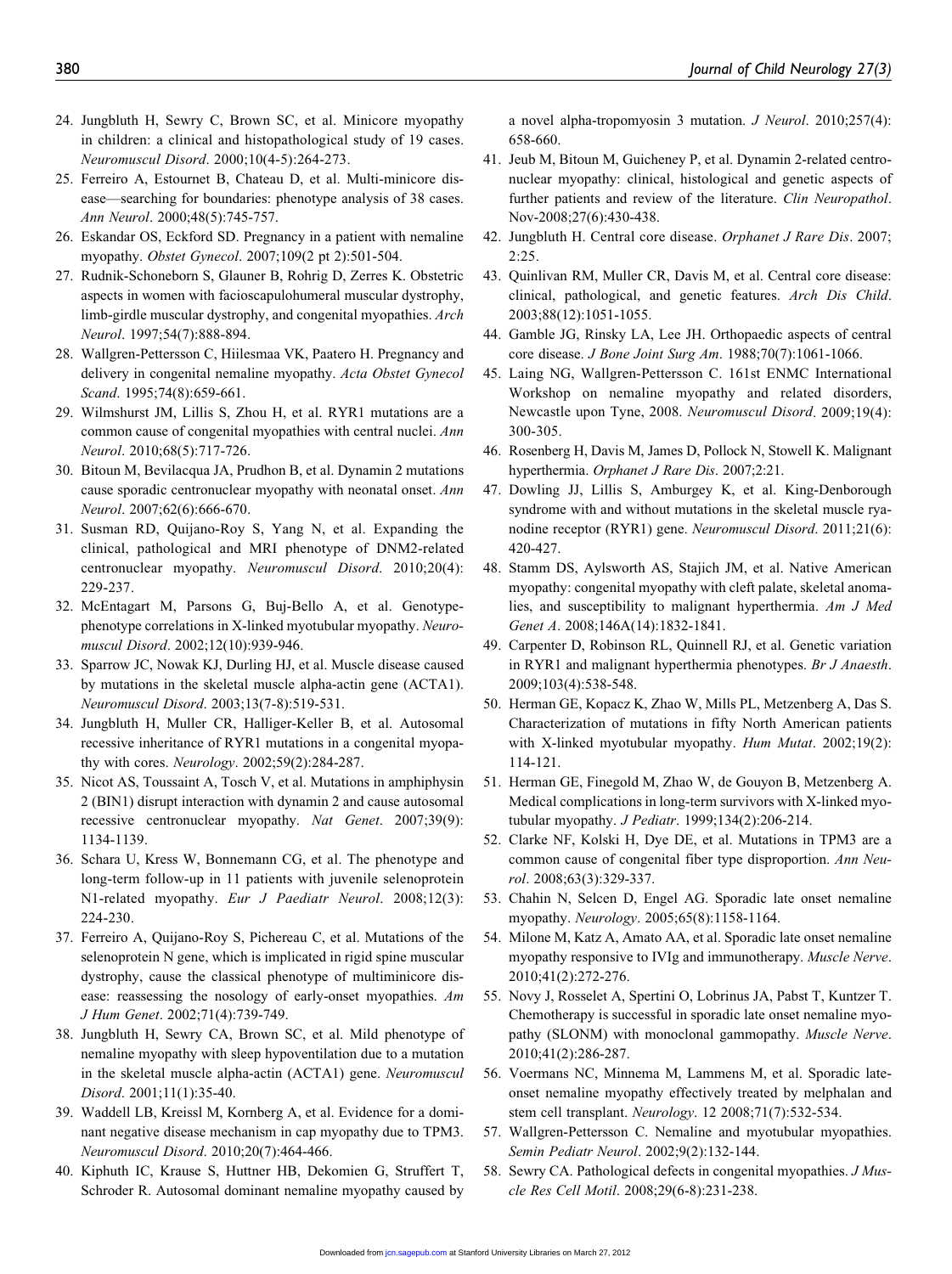24. Jungbluth H, Sewry C, Brown SC, et al. Minicore myopathy in children: a clinical and histopathological study of 19 cases. *Neuromuscul Disord*. 2000;10(4-5):264-273.
25. Ferreiro A, Estournet B, Chateau D, et al. Multi-minicore disease—searching for boundaries: phenotype analysis of 38 cases. *Ann Neurol*. 2000;48(5):745-757.
26. Eskandar OS, Eckford SD. Pregnancy in a patient with nemaline myopathy. *Obstet Gynecol*. 2007;109(2 pt 2):501-504.
27. Rudnik-Schoneborn S, Glauner B, Rohrig D, Zerres K. Obstetric aspects in women with facioscapulohumeral muscular dystrophy, limb-girdle muscular dystrophy, and congenital myopathies. *Arch Neurol*. 1997;54(7):888-894.
28. Wallgren-Pettersson C, Hiilesmaa VK, Paatero H. Pregnancy and delivery in congenital nemaline myopathy. *Acta Obstet Gynecol Scand*. 1995;74(8):659-661.
29. Wilmshurst JM, Lillis S, Zhou H, et al. RYR1 mutations are a common cause of congenital myopathies with central nuclei. *Ann Neurol*. 2010;68(5):717-726.
30. Bitoun M, Bevilacqua JA, Prudhon B, et al. Dynamin 2 mutations cause sporadic centronuclear myopathy with neonatal onset. *Ann Neurol*. 2007;62(6):666-670.
31. Susman RD, Quijano-Roy S, Yang N, et al. Expanding the clinical, pathological and MRI phenotype of DNM2-related centronuclear myopathy. *Neuromuscul Disord*. 2010;20(4):229-237.
32. McEntagart M, Parsons G, Buj-Bello A, et al. Genotype-phenotype correlations in X-linked myotubular myopathy. *Neuromuscul Disord*. 2002;12(10):939-946.
33. Sparrow JC, Nowak KJ, Durling HJ, et al. Muscle disease caused by mutations in the skeletal muscle alpha-actin gene (ACTA1). *Neuromuscul Disord*. 2003;13(7-8):519-531.
34. Jungbluth H, Muller CR, Halliger-Keller B, et al. Autosomal recessive inheritance of RYR1 mutations in a congenital myopathy with cores. *Neurology*. 2002;59(2):284-287.
35. Nicot AS, Toussaint A, Tosch V, et al. Mutations in amphiphysin 2 (BIN1) disrupt interaction with dynamin 2 and cause autosomal recessive centronuclear myopathy. *Nat Genet*. 2007;39(9):1134-1139.
36. Schara U, Kress W, Bonnemann CG, et al. The phenotype and long-term follow-up in 11 patients with juvenile selenoprotein N1-related myopathy. *Eur J Paediatr Neurol*. 2008;12(3):224-230.
37. Ferreiro A, Quijano-Roy S, Pichereau C, et al. Mutations of the selenoprotein N gene, which is implicated in rigid spine muscular dystrophy, cause the classical phenotype of multiminicore disease: reassessing the nosology of early-onset myopathies. *Am J Hum Genet*. 2002;71(4):739-749.
38. Jungbluth H, Sewry CA, Brown SC, et al. Mild phenotype of nemaline myopathy with sleep hypoventilation due to a mutation in the skeletal muscle alpha-actin (ACTA1) gene. *Neuromuscul Disord*. 2001;11(1):35-40.
39. Waddell LB, Kreissl M, Kornberg A, et al. Evidence for a dominant negative disease mechanism in cap myopathy due to TPM3. *Neuromuscul Disord*. 2010;20(7):464-466.
40. Kiphuth IC, Krause S, Huttner HB, Dekomien G, Struffert T, Schroder R. Autosomal dominant nemaline myopathy caused by a novel alpha-tropomyosin 3 mutation. *J Neurol*. 2010;257(4):658-660.
41. Jeub M, Bitoun M, Guicheney P, et al. Dynamin 2-related centronuclear myopathy: clinical, histological and genetic aspects of further patients and review of the literature. *Clin Neuropathol*. Nov-2008;27(6):430-438.
42. Jungbluth H. Central core disease. *Orphanet J Rare Dis*. 2007;2:25.
43. Quinlivan RM, Muller CR, Davis M, et al. Central core disease: clinical, pathological, and genetic features. *Arch Dis Child*. 2003;88(12):1051-1055.
44. Gamble JG, Rinsky LA, Lee JH. Orthopaedic aspects of central core disease. *J Bone Joint Surg Am*. 1988;70(7):1061-1066.
45. Laing NG, Wallgren-Pettersson C. 161st ENMC International Workshop on nemaline myopathy and related disorders, Newcastle upon Tyne, 2008. *Neuromuscul Disord*. 2009;19(4):300-305.
46. Rosenberg H, Davis M, James D, Pollock N, Stowell K. Malignant hyperthermia. *Orphanet J Rare Dis*. 2007;2:21.
47. Dowling JJ, Lillis S, Amburgey K, et al. King-Denborough syndrome with and without mutations in the skeletal muscle ryanodine receptor (RYR1) gene. *Neuromuscul Disord*. 2011;21(6):420-427.
48. Stamm DS, Aylsworth AS, Stajich JM, et al. Native American myopathy: congenital myopathy with cleft palate, skeletal anomalies, and susceptibility to malignant hyperthermia. *Am J Med Genet A*. 2008;146A(14):1832-1841.
49. Carpenter D, Robinson RL, Quinnell RJ, et al. Genetic variation in RYR1 and malignant hyperthermia phenotypes. *Br J Anaesth*. 2009;103(4):538-548.
50. Herman GE, Kopacz K, Zhao W, Mills PL, Metzenberg A, Das S. Characterization of mutations in fifty North American patients with X-linked myotubular myopathy. *Hum Mutat*. 2002;19(2):114-121.
51. Herman GE, Finegold M, Zhao W, de Gouyon B, Metzenberg A. Medical complications in long-term survivors with X-linked myotubular myopathy. *J Pediatr*. 1999;134(2):206-214.
52. Clarke NF, Kolski H, Dye DE, et al. Mutations in TPM3 are a common cause of congenital fiber type disproportion. *Ann Neurol*. 2008;63(3):329-337.
53. Chahin N, Selcen D, Engel AG. Sporadic late onset nemaline myopathy. *Neurology*. 2005;65(8):1158-1164.
54. Milone M, Katz A, Amato AA, et al. Sporadic late onset nemaline myopathy responsive to IVIg and immunotherapy. *Muscle Nerve*. 2010;41(2):272-276.
55. Novy J, Rosselet A, Spertini O, Lobrinus JA, Pabst T, Kuntzer T. Chemotherapy is successful in sporadic late onset nemaline myopathy (SLONM) with monoclonal gammopathy. *Muscle Nerve*. 2010;41(2):286-287.
56. Voermans NC, Minnema M, Lammens M, et al. Sporadic late-onset nemaline myopathy effectively treated by melphalan and stem cell transplant. *Neurology*. 12 2008;71(7):532-534.
57. Wallgren-Pettersson C. Nemaline and myotubular myopathies. *Semin Pediatr Neurol*. 2002;9(2):132-144.
58. Sewry CA. Pathological defects in congenital myopathies. *J Muscle Res Cell Motil*. 2008;29(6-8):231-238.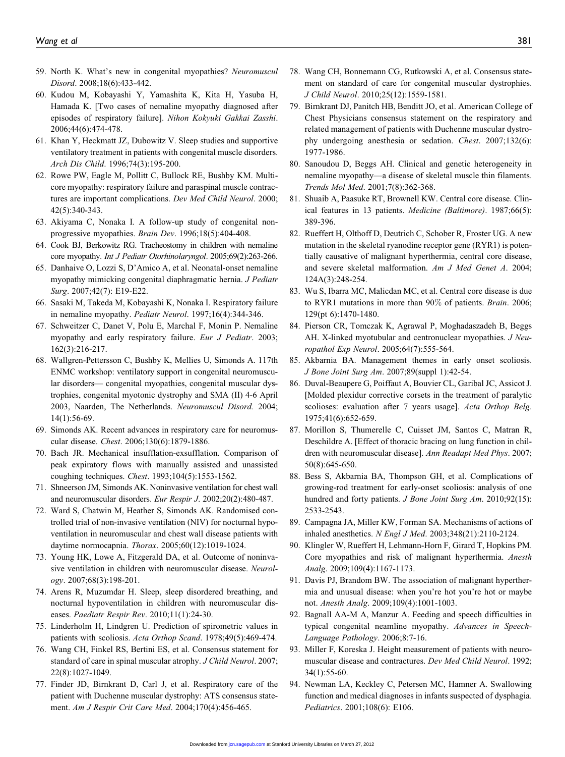59. North K. What's new in congenital myopathies? *Neuromuscul Disord*. 2008;18(6):433-442.
60. Kudou M, Kobayashi Y, Yamashita K, Kita H, Yasuba H, Hamada K. [Two cases of nemaline myopathy diagnosed after episodes of respiratory failure]. *Nihon Kokyuki Gakkai Zasshi*. 2006;44(6):474-478.
61. Khan Y, Heckmatt JZ, Dubowitz V. Sleep studies and supportive ventilatory treatment in patients with congenital muscle disorders. *Arch Dis Child*. 1996;74(3):195-200.
62. Rowe PW, Eagle M, Pollitt C, Bullock RE, Bushby KM. Multicore myopathy: respiratory failure and paraspinal muscle contractures are important complications. *Dev Med Child Neurol*. 2000; 42(5):340-343.
63. Akiyama C, Nonaka I. A follow-up study of congenital nonprogressive myopathies. *Brain Dev*. 1996;18(5):404-408.
64. Cook BJ, Berkowitz RG. Tracheostomy in children with nemaline core myopathy. *Int J Pediatr Otorhinolaryngol*. 2005;69(2):263-266.
65. Danhaive O, Lozzi S, D'Amico A, et al. Neonatal-onset nemaline myopathy mimicking congenital diaphragmatic hernia. *J Pediatr Surg*. 2007;42(7): E19-E22.
66. Sasaki M, Takeda M, Kobayashi K, Nonaka I. Respiratory failure in nemaline myopathy. *Pediatr Neurol*. 1997;16(4):344-346.
67. Schweitzer C, Danet V, Polu E, Marchal F, Monin P. Nemaline myopathy and early respiratory failure. *Eur J Pediatr*. 2003; 162(3):216-217.
68. Wallgren-Pettersson C, Bushby K, Mellies U, Simonds A. 117th ENMC workshop: ventilatory support in congenital neuromuscular disorders— congenital myopathies, congenital muscular dystrophies, congenital myotonic dystrophy and SMA (II) 4-6 April 2003, Naarden, The Netherlands. *Neuromuscul Disord.* 2004; 14(1):56-69.
69. Simonds AK. Recent advances in respiratory care for neuromuscular disease. *Chest*. 2006;130(6):1879-1886.
70. Bach JR. Mechanical insufflation-exsufflation. Comparison of peak expiratory flows with manually assisted and unassisted coughing techniques. *Chest*. 1993;104(5):1553-1562.
71. Shneerson JM, Simonds AK. Noninvasive ventilation for chest wall and neuromuscular disorders. *Eur Respir J*. 2002;20(2):480-487.
72. Ward S, Chatwin M, Heather S, Simonds AK. Randomised controlled trial of non-invasive ventilation (NIV) for nocturnal hypoventilation in neuromuscular and chest wall disease patients with daytime normocapnia. *Thorax*. 2005;60(12):1019-1024.
73. Young HK, Lowe A, Fitzgerald DA, et al. Outcome of noninvasive ventilation in children with neuromuscular disease. *Neurology*. 2007;68(3):198-201.
74. Arens R, Muzumdar H. Sleep, sleep disordered breathing, and nocturnal hypoventilation in children with neuromuscular diseases. *Paediatr Respir Rev*. 2010;11(1):24-30.
75. Linderholm H, Lindgren U. Prediction of spirometric values in patients with scoliosis. *Acta Orthop Scand*. 1978;49(5):469-474.
76. Wang CH, Finkel RS, Bertini ES, et al. Consensus statement for standard of care in spinal muscular atrophy. *J Child Neurol*. 2007; 22(8):1027-1049.
77. Finder JD, Birnkrant D, Carl J, et al. Respiratory care of the patient with Duchenne muscular dystrophy: ATS consensus statement. *Am J Respir Crit Care Med*. 2004;170(4):456-465.
78. Wang CH, Bonnemann CG, Rutkowski A, et al. Consensus statement on standard of care for congenital muscular dystrophies. *J Child Neurol*. 2010;25(12):1559-1581.
79. Birnkrant DJ, Panitch HB, Benditt JO, et al. American College of Chest Physicians consensus statement on the respiratory and related management of patients with Duchenne muscular dystrophy undergoing anesthesia or sedation. *Chest*. 2007;132(6): 1977-1986.
80. Sanoudou D, Beggs AH. Clinical and genetic heterogeneity in nemaline myopathy—a disease of skeletal muscle thin filaments. *Trends Mol Med*. 2001;7(8):362-368.
81. Shuaib A, Paasuke RT, Brownell KW. Central core disease. Clinical features in 13 patients. *Medicine (Baltimore)*. 1987;66(5): 389-396.
82. Rueffert H, Olthoff D, Deutrich C, Schober R, Froster UG. A new mutation in the skeletal ryanodine receptor gene (RYR1) is potentially causative of malignant hyperthermia, central core disease, and severe skeletal malformation. *Am J Med Genet A*. 2004; 124A(3):248-254.
83. Wu S, Ibarra MC, Malicdan MC, et al. Central core disease is due to RYR1 mutations in more than 90% of patients. *Brain*. 2006; 129(pt 6):1470-1480.
84. Pierson CR, Tomczak K, Agrawal P, Moghadaszadeh B, Beggs AH. X-linked myotubular and centronuclear myopathies. *J Neuropathol Exp Neurol*. 2005;64(7):555-564.
85. Akbarnia BA. Management themes in early onset scoliosis. *J Bone Joint Surg Am*. 2007;89(suppl 1):42-54.
86. Duval-Beaupere G, Poiffaut A, Bouvier CL, Garibal JC, Assicot J. [Molded plexidur corrective corsets in the treatment of paralytic scolioses: evaluation after 7 years usage]. *Acta Orthop Belg*. 1975;41(6):652-659.
87. Morillon S, Thumerelle C, Cuisset JM, Santos C, Matran R, Deschildre A. [Effect of thoracic bracing on lung function in children with neuromuscular disease]. *Ann Readapt Med Phys*. 2007; 50(8):645-650.
88. Bess S, Akbarnia BA, Thompson GH, et al. Complications of growing-rod treatment for early-onset scoliosis: analysis of one hundred and forty patients. *J Bone Joint Surg Am*. 2010;92(15): 2533-2543.
89. Campagna JA, Miller KW, Forman SA. Mechanisms of actions of inhaled anesthetics. *N Engl J Med*. 2003;348(21):2110-2124.
90. Klingler W, Rueffert H, Lehmann-Horn F, Girard T, Hopkins PM. Core myopathies and risk of malignant hyperthermia. *Anesth Analg*. 2009;109(4):1167-1173.
91. Davis PJ, Brandom BW. The association of malignant hyperthermia and unusual disease: when you're hot you're hot or maybe not. *Anesth Analg*. 2009;109(4):1001-1003.
92. Bagnall AA-M A, Manzur A. Feeding and speech difficulties in typical congenital neamline myopathy. *Advances in Speech-Language Pathology*. 2006;8:7-16.
93. Miller F, Koreska J. Height measurement of patients with neuromuscular disease and contractures. *Dev Med Child Neurol*. 1992; 34(1):55-60.
94. Newman LA, Keckley C, Petersen MC, Hamner A. Swallowing function and medical diagnoses in infants suspected of dysphagia. *Pediatrics*. 2001;108(6): E106.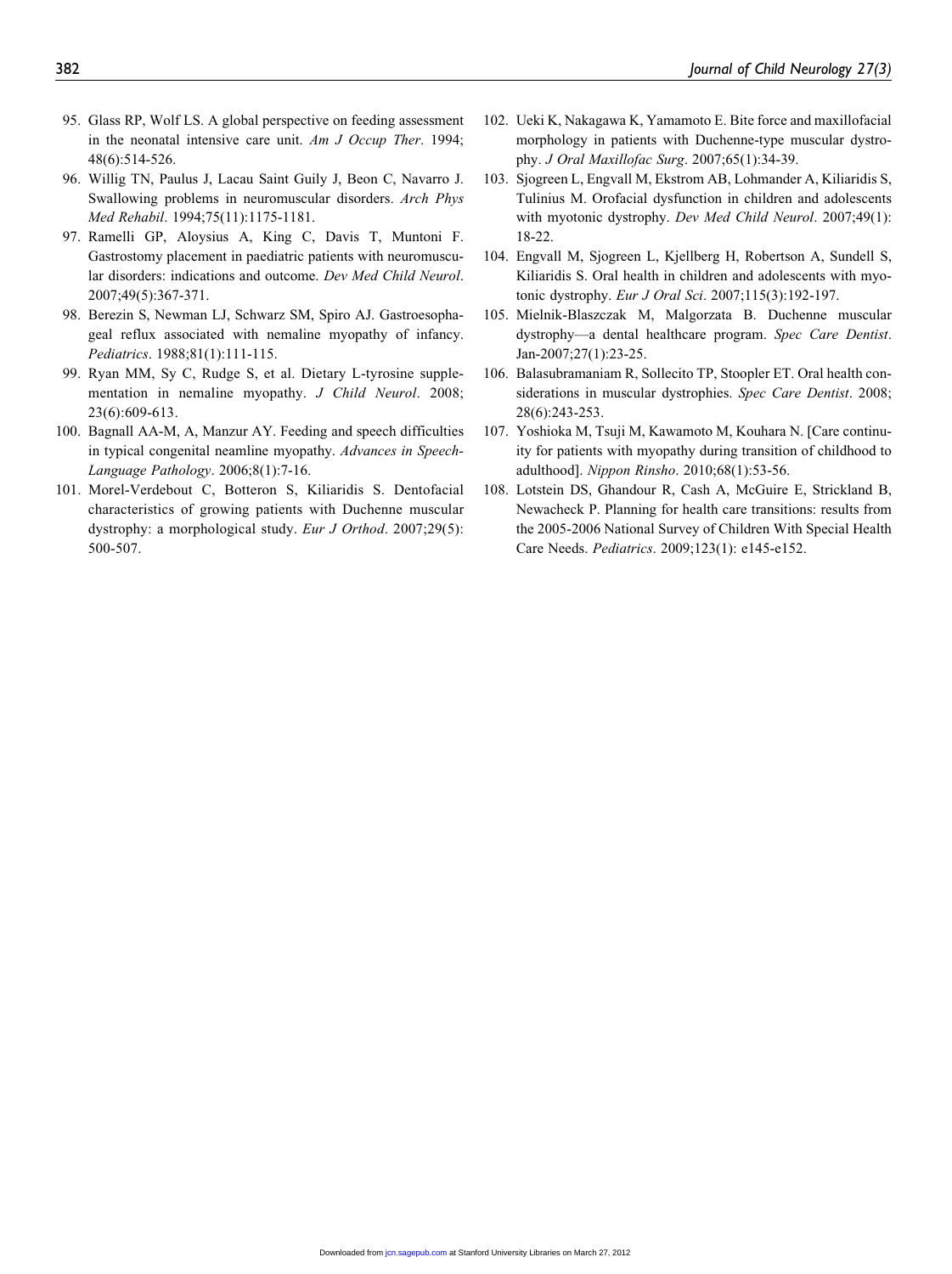95. Glass RP, Wolf LS. A global perspective on feeding assessment in the neonatal intensive care unit. *Am J Occup Ther*. 1994; 48(6):514-526.
96. Willig TN, Paulus J, Lacau Saint Guily J, Beon C, Navarro J. Swallowing problems in neuromuscular disorders. *Arch Phys Med Rehabil*. 1994;75(11):1175-1181.
97. Ramelli GP, Aloysius A, King C, Davis T, Muntoni F. Gastrostomy placement in paediatric patients with neuromuscular disorders: indications and outcome. *Dev Med Child Neurol*. 2007;49(5):367-371.
98. Berezin S, Newman LJ, Schwarz SM, Spiro AJ. Gastroesophageal reflux associated with nemaline myopathy of infancy. *Pediatrics*. 1988;81(1):111-115.
99. Ryan MM, Sy C, Rudge S, et al. Dietary L-tyrosine supplementation in nemaline myopathy. *J Child Neurol*. 2008; 23(6):609-613.
100. Bagnall AA-M, A, Manzur AY. Feeding and speech difficulties in typical congenital neamline myopathy. *Advances in Speech-Language Pathology*. 2006;8(1):7-16.
101. Morel-Verdebout C, Botteron S, Kiliaridis S. Dentofacial characteristics of growing patients with Duchenne muscular dystrophy: a morphological study. *Eur J Orthod*. 2007;29(5): 500-507.
102. Ueki K, Nakagawa K, Yamamoto E. Bite force and maxillofacial morphology in patients with Duchenne-type muscular dystrophy. *J Oral Maxillofac Surg*. 2007;65(1):34-39.
103. Sjogreen L, Engvall M, Ekstrom AB, Lohmander A, Kiliaridis S, Tulinius M. Orofacial dysfunction in children and adolescents with myotonic dystrophy. *Dev Med Child Neurol*. 2007;49(1): 18-22.
104. Engvall M, Sjogreen L, Kjellberg H, Robertson A, Sundell S, Kiliaridis S. Oral health in children and adolescents with myotonic dystrophy. *Eur J Oral Sci*. 2007;115(3):192-197.
105. Mielnik-Blaszczak M, Malgorzata B. Duchenne muscular dystrophy—a dental healthcare program. *Spec Care Dentist*. Jan-2007;27(1):23-25.
106. Balasubramaniam R, Sollecito TP, Stoopler ET. Oral health considerations in muscular dystrophies. *Spec Care Dentist*. 2008; 28(6):243-253.
107. Yoshioka M, Tsuji M, Kawamoto M, Kouhara N. [Care continuity for patients with myopathy during transition of childhood to adulthood]. *Nippon Rinsho*. 2010;68(1):53-56.
108. Lotstein DS, Ghandour R, Cash A, McGuire E, Strickland B, Newacheck P. Planning for health care transitions: results from the 2005-2006 National Survey of Children With Special Health Care Needs. *Pediatrics*. 2009;123(1): e145-e152.